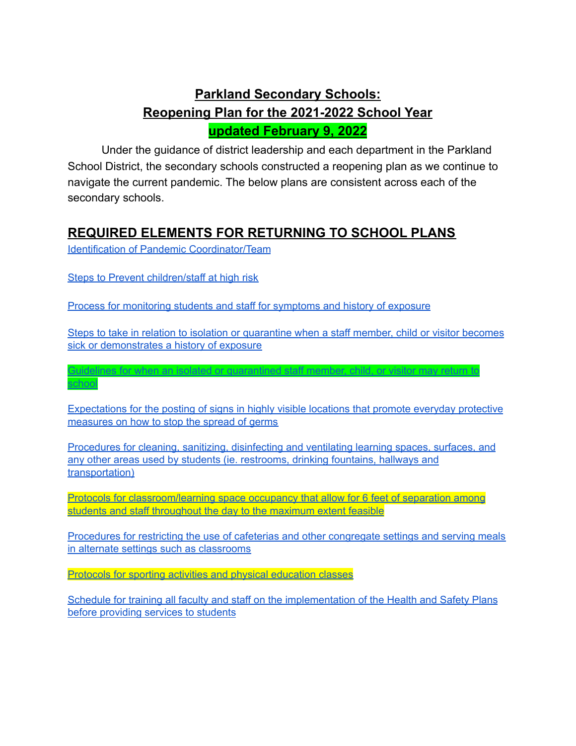# Parkland Secondary Schools:
# Reopening Plan for the 2021-2022 School Year
# updated February 9, 2022

Under the guidance of district leadership and each department in the Parkland School District, the secondary schools constructed a reopening plan as we continue to navigate the current pandemic. The below plans are consistent across each of the secondary schools.

## REQUIRED ELEMENTS FOR RETURNING TO SCHOOL PLANS

Identification of Pandemic Coordinator/Team

Steps to Prevent children/staff at high risk

Process for monitoring students and staff for symptoms and history of exposure

Steps to take in relation to isolation or quarantine when a staff member, child or visitor becomes sick or demonstrates a history of exposure

Guidelines for when an isolated or quarantined staff member, child, or visitor may return to school

Expectations for the posting of signs in highly visible locations that promote everyday protective measures on how to stop the spread of germs

Procedures for cleaning, sanitizing, disinfecting and ventilating learning spaces, surfaces, and any other areas used by students (ie. restrooms, drinking fountains, hallways and transportation)

Protocols for classroom/learning space occupancy that allow for 6 feet of separation among students and staff throughout the day to the maximum extent feasible

Procedures for restricting the use of cafeterias and other congregate settings and serving meals in alternate settings such as classrooms

Protocols for sporting activities and physical education classes

Schedule for training all faculty and staff on the implementation of the Health and Safety Plans before providing services to students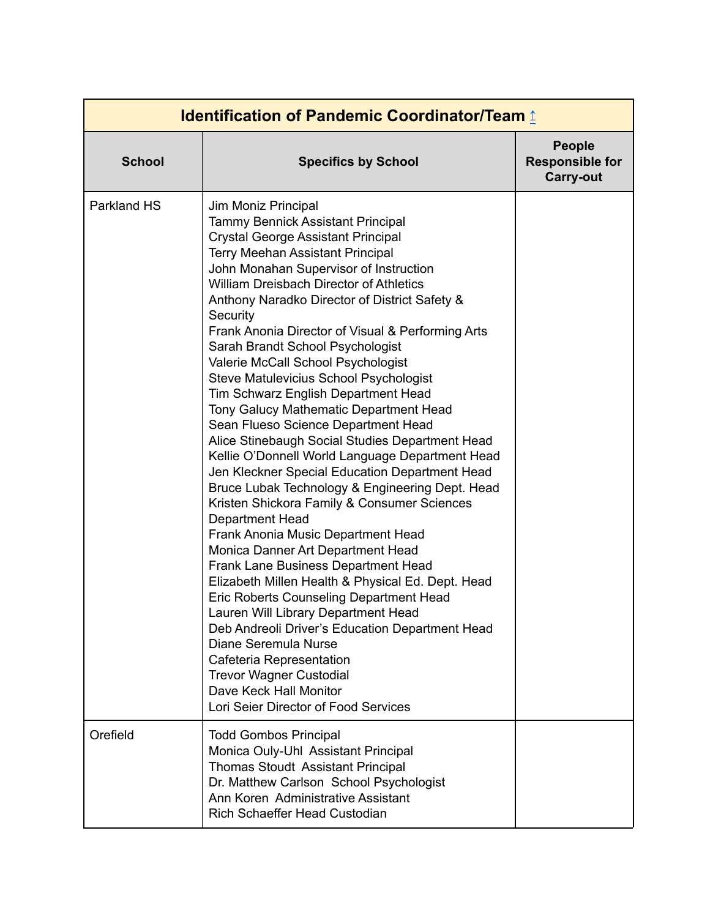| Identification of Pandemic Coordinator/Team ↑ | | |
|---|---|---|
| **School** | **Specifics by School** | **People Responsible for Carry-out** |
| Parkland HS | Jim Moniz Principal<br>Tammy Bennick Assistant Principal<br>Crystal George Assistant Principal<br>Terry Meehan Assistant Principal<br>John Monahan Supervisor of Instruction<br>William Dreisbach Director of Athletics<br>Anthony Naradko Director of District Safety & Security<br>Frank Anonia Director of Visual & Performing Arts<br>Sarah Brandt School Psychologist<br>Valerie McCall School Psychologist<br>Steve Matulevicius School Psychologist<br>Tim Schwarz English Department Head<br>Tony Galucy Mathematic Department Head<br>Sean Flueso Science Department Head<br>Alice Stinebaugh Social Studies Department Head<br>Kellie O'Donnell World Language Department Head<br>Jen Kleckner Special Education Department Head<br>Bruce Lubak Technology & Engineering Dept. Head<br>Kristen Shickora Family & Consumer Sciences Department Head<br>Frank Anonia Music Department Head<br>Monica Danner Art Department Head<br>Frank Lane Business Department Head<br>Elizabeth Millen Health & Physical Ed. Dept. Head<br>Eric Roberts Counseling Department Head<br>Lauren Will Library Department Head<br>Deb Andreoli Driver's Education Department Head<br>Diane Seremula Nurse<br>Cafeteria Representation<br>Trevor Wagner Custodial<br>Dave Keck Hall Monitor<br>Lori Seier Director of Food Services | |
| Orefield | Todd Gombos Principal<br>Monica Ouly-Uhl Assistant Principal<br>Thomas Stoudt Assistant Principal<br>Dr. Matthew Carlson School Psychologist<br>Ann Koren Administrative Assistant<br>Rich Schaeffer Head Custodian | |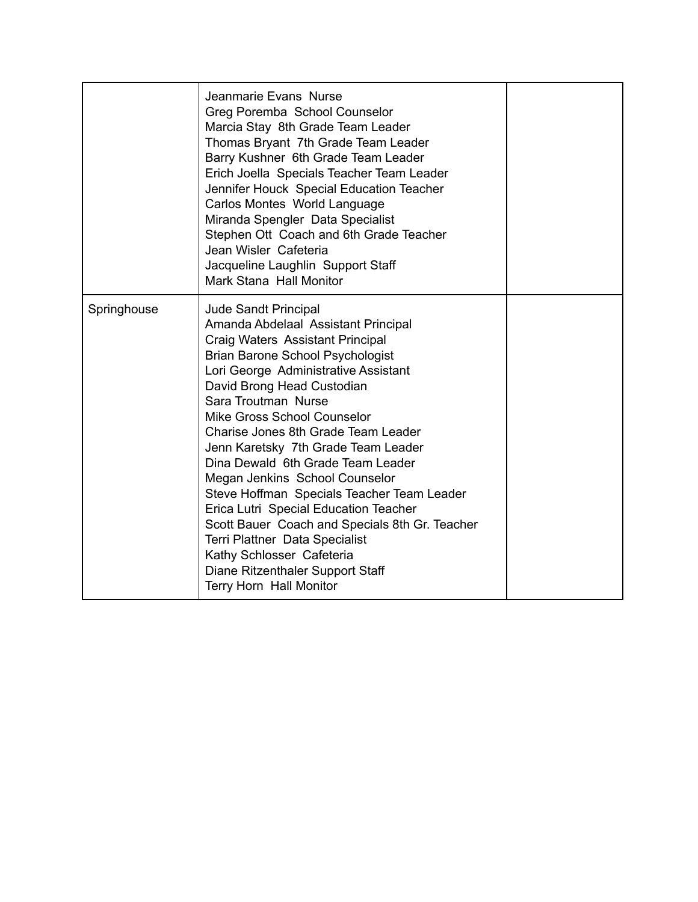| | | |
|---|---|---|
| | Jeanmarie Evans  Nurse<br>Greg Poremba  School Counselor<br>Marcia Stay  8th Grade Team Leader<br>Thomas Bryant  7th Grade Team Leader<br>Barry Kushner  6th Grade Team Leader<br>Erich Joella  Specials Teacher Team Leader<br>Jennifer Houck  Special Education Teacher<br>Carlos Montes  World Language<br>Miranda Spengler  Data Specialist<br>Stephen Ott  Coach and 6th Grade Teacher<br>Jean Wisler  Cafeteria<br>Jacqueline Laughlin  Support Staff<br>Mark Stana  Hall Monitor | |
| Springhouse | Jude Sandt Principal<br>Amanda Abdelaal  Assistant Principal<br>Craig Waters  Assistant Principal<br>Brian Barone School Psychologist<br>Lori George  Administrative Assistant<br>David Brong Head Custodian<br>Sara Troutman  Nurse<br>Mike Gross School Counselor<br>Charise Jones 8th Grade Team Leader<br>Jenn Karetsky  7th Grade Team Leader<br>Dina Dewald  6th Grade Team Leader<br>Megan Jenkins  School Counselor<br>Steve Hoffman  Specials Teacher Team Leader<br>Erica Lutri  Special Education Teacher<br>Scott Bauer  Coach and Specials 8th Gr. Teacher<br>Terri Plattner  Data Specialist<br>Kathy Schlosser  Cafeteria<br>Diane Ritzenthaler Support Staff<br>Terry Horn  Hall Monitor | |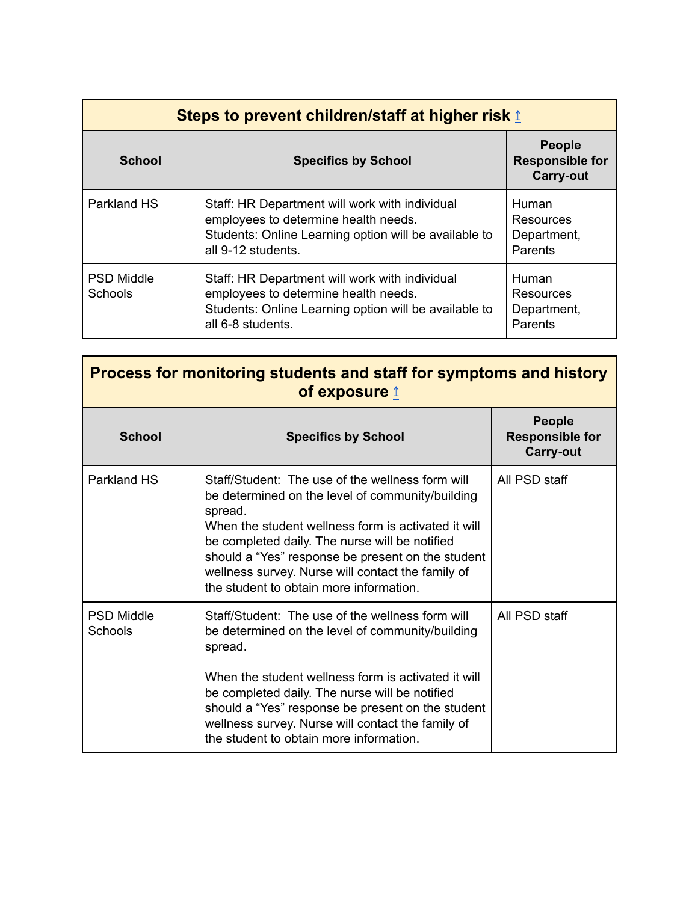| Steps to prevent children/staff at higher risk ↑ | | |
|---|---|---|
| **School** | **Specifics by School** | **People Responsible for Carry-out** |
| Parkland HS | Staff: HR Department will work with individual employees to determine health needs.<br>Students: Online Learning option will be available to all 9-12 students. | Human Resources Department, Parents |
| PSD Middle Schools | Staff: HR Department will work with individual employees to determine health needs.<br>Students: Online Learning option will be available to all 6-8 students. | Human Resources Department, Parents |

| Process for monitoring students and staff for symptoms and history of exposure ↑ | | |
|---|---|---|
| **School** | **Specifics by School** | **People Responsible for Carry-out** |
| Parkland HS | Staff/Student: The use of the wellness form will be determined on the level of community/building spread.<br>When the student wellness form is activated it will be completed daily. The nurse will be notified should a "Yes" response be present on the student wellness survey. Nurse will contact the family of the student to obtain more information. | All PSD staff |
| PSD Middle Schools | Staff/Student: The use of the wellness form will be determined on the level of community/building spread.<br><br>When the student wellness form is activated it will be completed daily. The nurse will be notified should a "Yes" response be present on the student wellness survey. Nurse will contact the family of the student to obtain more information. | All PSD staff |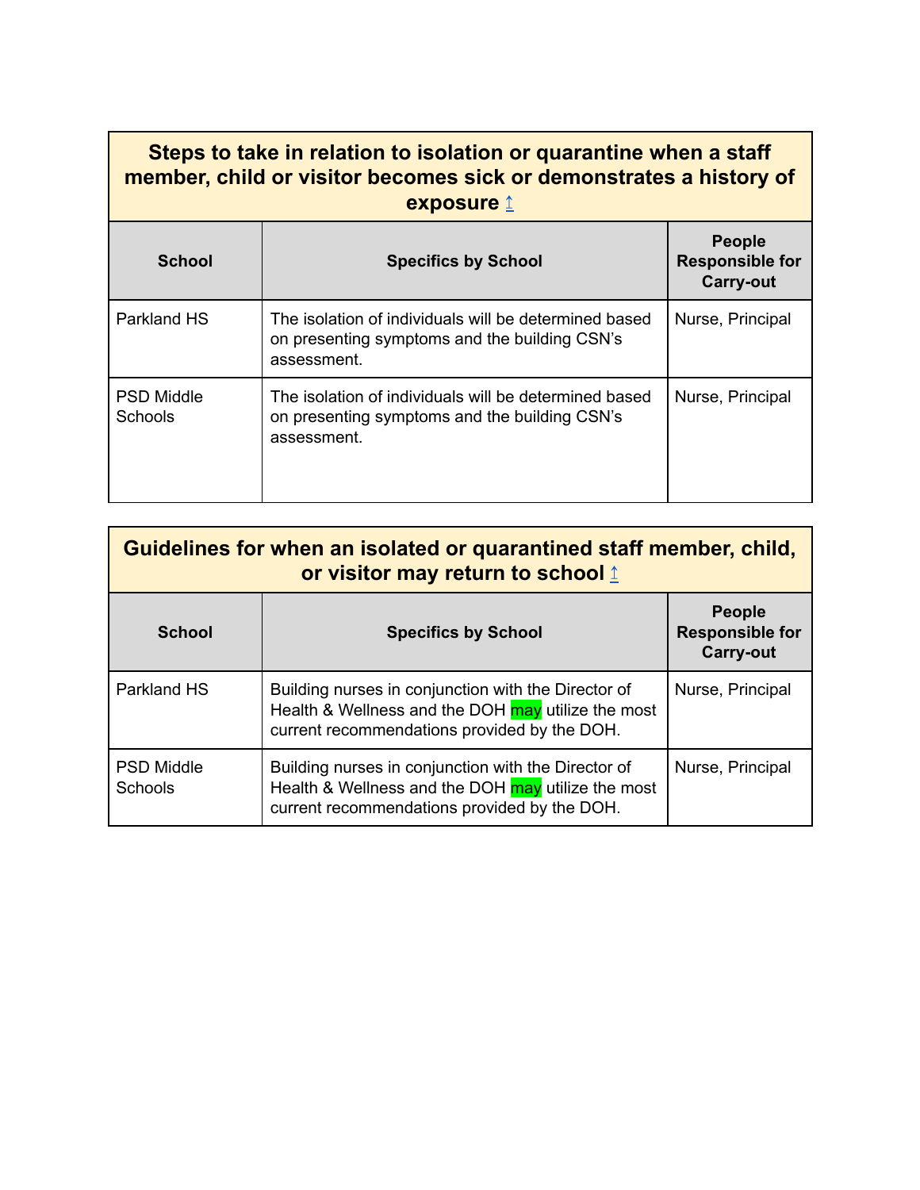| Steps to take in relation to isolation or quarantine when a staff member, child or visitor becomes sick or demonstrates a history of exposure ↑ | | |
|---|---|---|
| **School** | **Specifics by School** | **People Responsible for Carry-out** |
| Parkland HS | The isolation of individuals will be determined based on presenting symptoms and the building CSN's assessment. | Nurse, Principal |
| PSD Middle Schools | The isolation of individuals will be determined based on presenting symptoms and the building CSN's assessment. | Nurse, Principal |

| Guidelines for when an isolated or quarantined staff member, child, or visitor may return to school ↑ | | |
|---|---|---|
| **School** | **Specifics by School** | **People Responsible for Carry-out** |
| Parkland HS | Building nurses in conjunction with the Director of Health & Wellness and the DOH may utilize the most current recommendations provided by the DOH. | Nurse, Principal |
| PSD Middle Schools | Building nurses in conjunction with the Director of Health & Wellness and the DOH may utilize the most current recommendations provided by the DOH. | Nurse, Principal |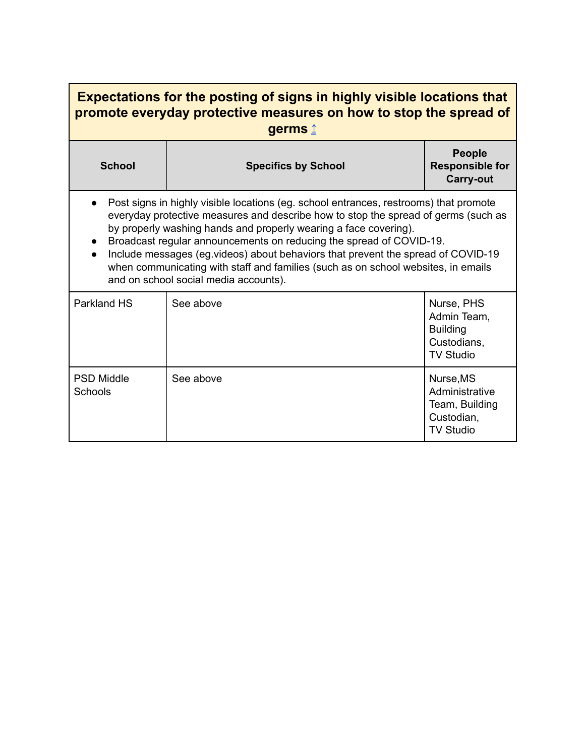| Expectations for the posting of signs in highly visible locations that promote everyday protective measures on how to stop the spread of germs ↑ | | |
|---|---|---|
| **School** | **Specifics by School** | **People Responsible for Carry-out** |
| • Post signs in highly visible locations (eg. school entrances, restrooms) that promote everyday protective measures and describe how to stop the spread of germs (such as by properly washing hands and properly wearing a face covering).<br>• Broadcast regular announcements on reducing the spread of COVID-19.<br>• Include messages (eg.videos) about behaviors that prevent the spread of COVID-19 when communicating with staff and families (such as on school websites, in emails and on school social media accounts). | | |
| Parkland HS | See above | Nurse, PHS Admin Team, Building Custodians, TV Studio |
| PSD Middle Schools | See above | Nurse,MS Administrative Team, Building Custodian, TV Studio |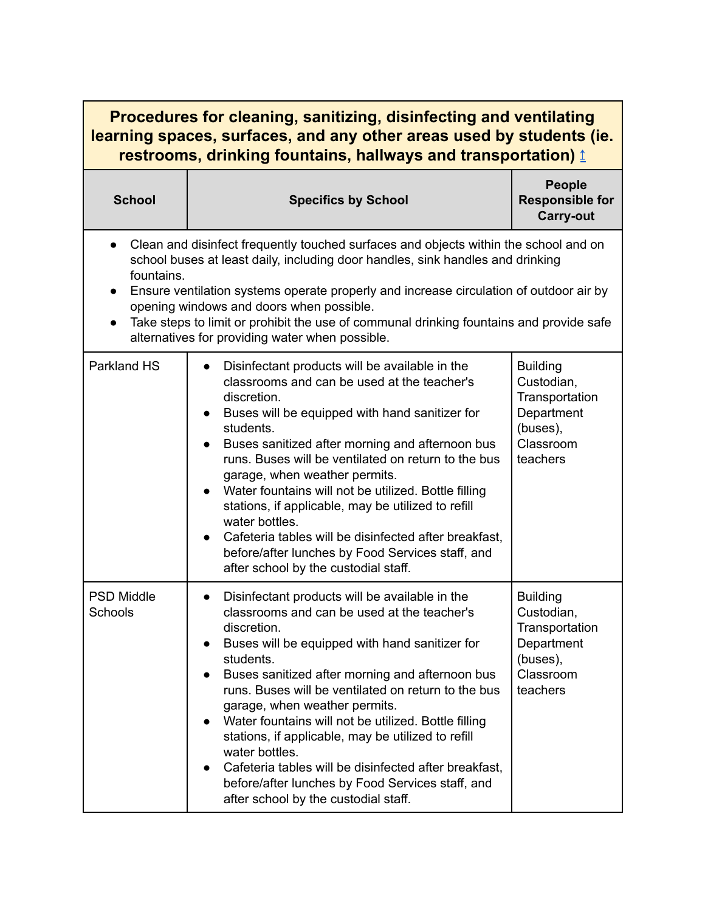| Procedures for cleaning, sanitizing, disinfecting and ventilating learning spaces, surfaces, and any other areas used by students (ie. restrooms, drinking fountains, hallways and transportation) ↑ | | |
|---|---|---|
| **School** | **Specifics by School** | **People Responsible for Carry-out** |
| • Clean and disinfect frequently touched surfaces and objects within the school and on school buses at least daily, including door handles, sink handles and drinking fountains.<br>• Ensure ventilation systems operate properly and increase circulation of outdoor air by opening windows and doors when possible.<br>• Take steps to limit or prohibit the use of communal drinking fountains and provide safe alternatives for providing water when possible. | | |
| Parkland HS | • Disinfectant products will be available in the classrooms and can be used at the teacher's discretion.<br>• Buses will be equipped with hand sanitizer for students.<br>• Buses sanitized after morning and afternoon bus runs. Buses will be ventilated on return to the bus garage, when weather permits.<br>• Water fountains will not be utilized. Bottle filling stations, if applicable, may be utilized to refill water bottles.<br>• Cafeteria tables will be disinfected after breakfast, before/after lunches by Food Services staff, and after school by the custodial staff. | Building Custodian, Transportation Department (buses), Classroom teachers |
| PSD Middle Schools | • Disinfectant products will be available in the classrooms and can be used at the teacher's discretion.<br>• Buses will be equipped with hand sanitizer for students.<br>• Buses sanitized after morning and afternoon bus runs. Buses will be ventilated on return to the bus garage, when weather permits.<br>• Water fountains will not be utilized. Bottle filling stations, if applicable, may be utilized to refill water bottles.<br>• Cafeteria tables will be disinfected after breakfast, before/after lunches by Food Services staff, and after school by the custodial staff. | Building Custodian, Transportation Department (buses), Classroom teachers |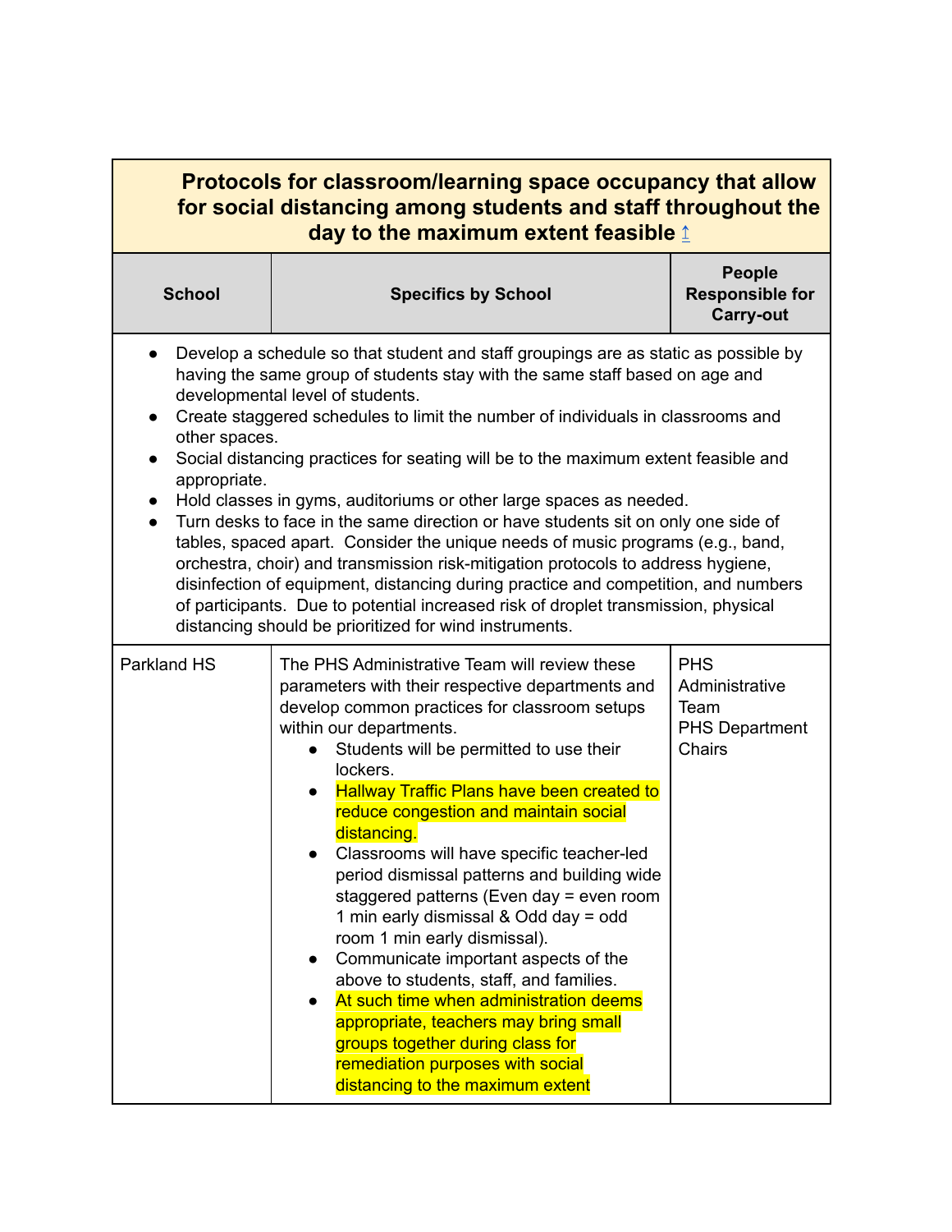| Protocols for classroom/learning space occupancy that allow for social distancing among students and staff throughout the day to the maximum extent feasible ↥ | | |
|---|---|---|
| **School** | **Specifics by School** | **People Responsible for Carry-out** |
| • Develop a schedule so that student and staff groupings are as static as possible by having the same group of students stay with the same staff based on age and developmental level of students.<br>• Create staggered schedules to limit the number of individuals in classrooms and other spaces.<br>• Social distancing practices for seating will be to the maximum extent feasible and appropriate.<br>• Hold classes in gyms, auditoriums or other large spaces as needed.<br>• Turn desks to face in the same direction or have students sit on only one side of tables, spaced apart. Consider the unique needs of music programs (e.g., band, orchestra, choir) and transmission risk-mitigation protocols to address hygiene, disinfection of equipment, distancing during practice and competition, and numbers of participants. Due to potential increased risk of droplet transmission, physical distancing should be prioritized for wind instruments. | | |
| Parkland HS | The PHS Administrative Team will review these parameters with their respective departments and develop common practices for classroom setups within our departments.<br>• Students will be permitted to use their lockers.<br>• Hallway Traffic Plans have been created to reduce congestion and maintain social distancing.<br>• Classrooms will have specific teacher-led period dismissal patterns and building wide staggered patterns (Even day = even room 1 min early dismissal & Odd day = odd room 1 min early dismissal).<br>• Communicate important aspects of the above to students, staff, and families.<br>• At such time when administration deems appropriate, teachers may bring small groups together during class for remediation purposes with social distancing to the maximum extent | PHS Administrative Team<br>PHS Department Chairs |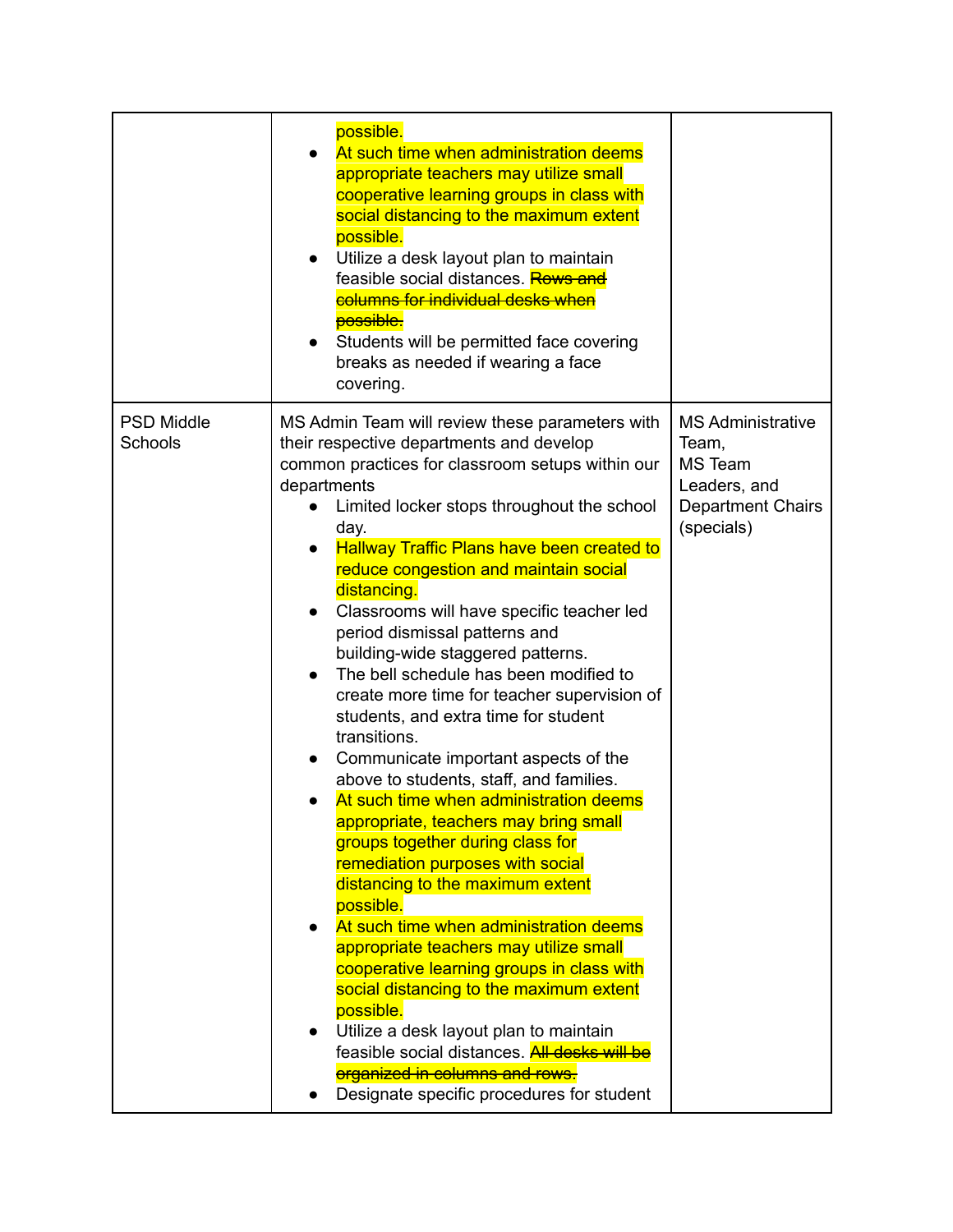| | | |
|---|---|---|
| | possible.<br>• At such time when administration deems appropriate teachers may utilize small cooperative learning groups in class with social distancing to the maximum extent possible.<br>• Utilize a desk layout plan to maintain feasible social distances. ~~Rows and columns for individual desks when possible.~~<br>• Students will be permitted face covering breaks as needed if wearing a face covering. | |
| PSD Middle Schools | MS Admin Team will review these parameters with their respective departments and develop common practices for classroom setups within our departments<br>• Limited locker stops throughout the school day.<br>• Hallway Traffic Plans have been created to reduce congestion and maintain social distancing.<br>• Classrooms will have specific teacher led period dismissal patterns and building-wide staggered patterns.<br>• The bell schedule has been modified to create more time for teacher supervision of students, and extra time for student transitions.<br>• Communicate important aspects of the above to students, staff, and families.<br>• At such time when administration deems appropriate, teachers may bring small groups together during class for remediation purposes with social distancing to the maximum extent possible.<br>• At such time when administration deems appropriate teachers may utilize small cooperative learning groups in class with social distancing to the maximum extent possible.<br>• Utilize a desk layout plan to maintain feasible social distances. ~~All desks will be organized in columns and rows.~~<br>• Designate specific procedures for student | MS Administrative Team,<br>MS Team Leaders, and Department Chairs (specials) |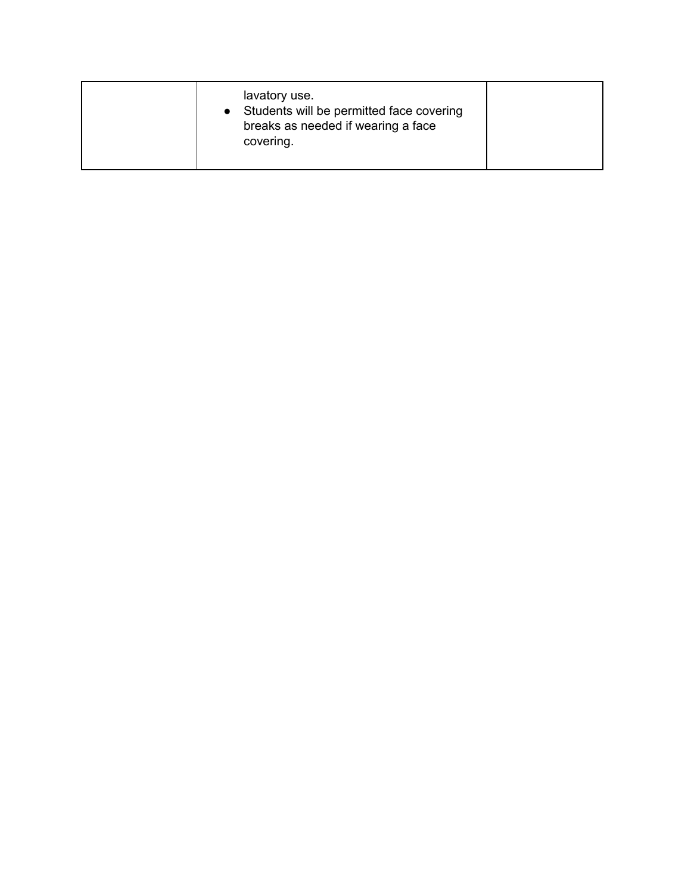|  |  |  |
|---|---|---|
|  | lavatory use.<br>● Students will be permitted face covering breaks as needed if wearing a face covering. |  |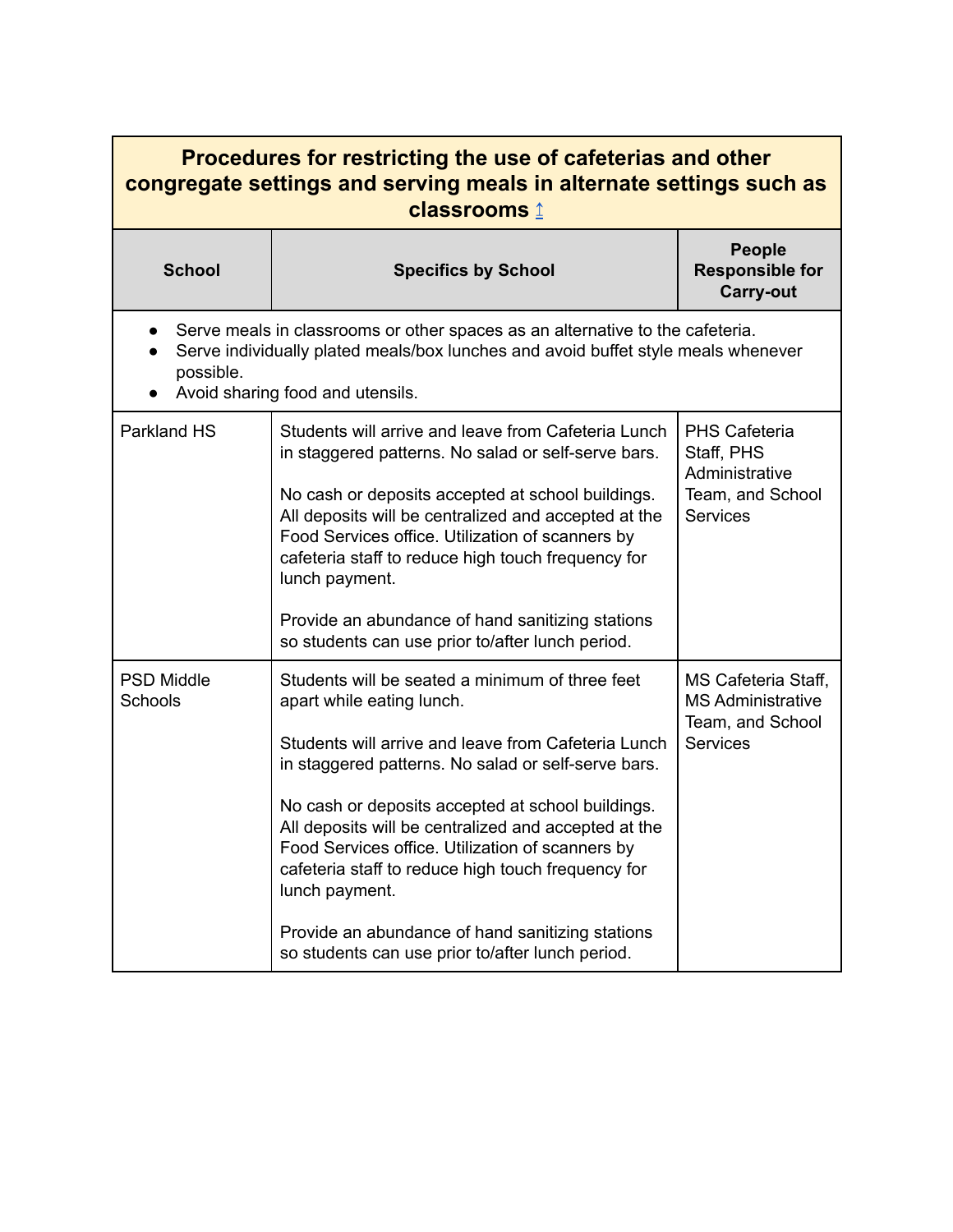| Procedures for restricting the use of cafeterias and other congregate settings and serving meals in alternate settings such as classrooms ↑ | | |
|---|---|---|
| **School** | **Specifics by School** | **People Responsible for Carry-out** |
| • Serve meals in classrooms or other spaces as an alternative to the cafeteria.<br>• Serve individually plated meals/box lunches and avoid buffet style meals whenever possible.<br>• Avoid sharing food and utensils. | | |
| Parkland HS | Students will arrive and leave from Cafeteria Lunch in staggered patterns. No salad or self-serve bars.<br><br>No cash or deposits accepted at school buildings. All deposits will be centralized and accepted at the Food Services office. Utilization of scanners by cafeteria staff to reduce high touch frequency for lunch payment.<br><br>Provide an abundance of hand sanitizing stations so students can use prior to/after lunch period. | PHS Cafeteria Staff, PHS Administrative Team, and School Services |
| PSD Middle Schools | Students will be seated a minimum of three feet apart while eating lunch.<br><br>Students will arrive and leave from Cafeteria Lunch in staggered patterns. No salad or self-serve bars.<br><br>No cash or deposits accepted at school buildings. All deposits will be centralized and accepted at the Food Services office. Utilization of scanners by cafeteria staff to reduce high touch frequency for lunch payment.<br><br>Provide an abundance of hand sanitizing stations so students can use prior to/after lunch period. | MS Cafeteria Staff, MS Administrative Team, and School Services |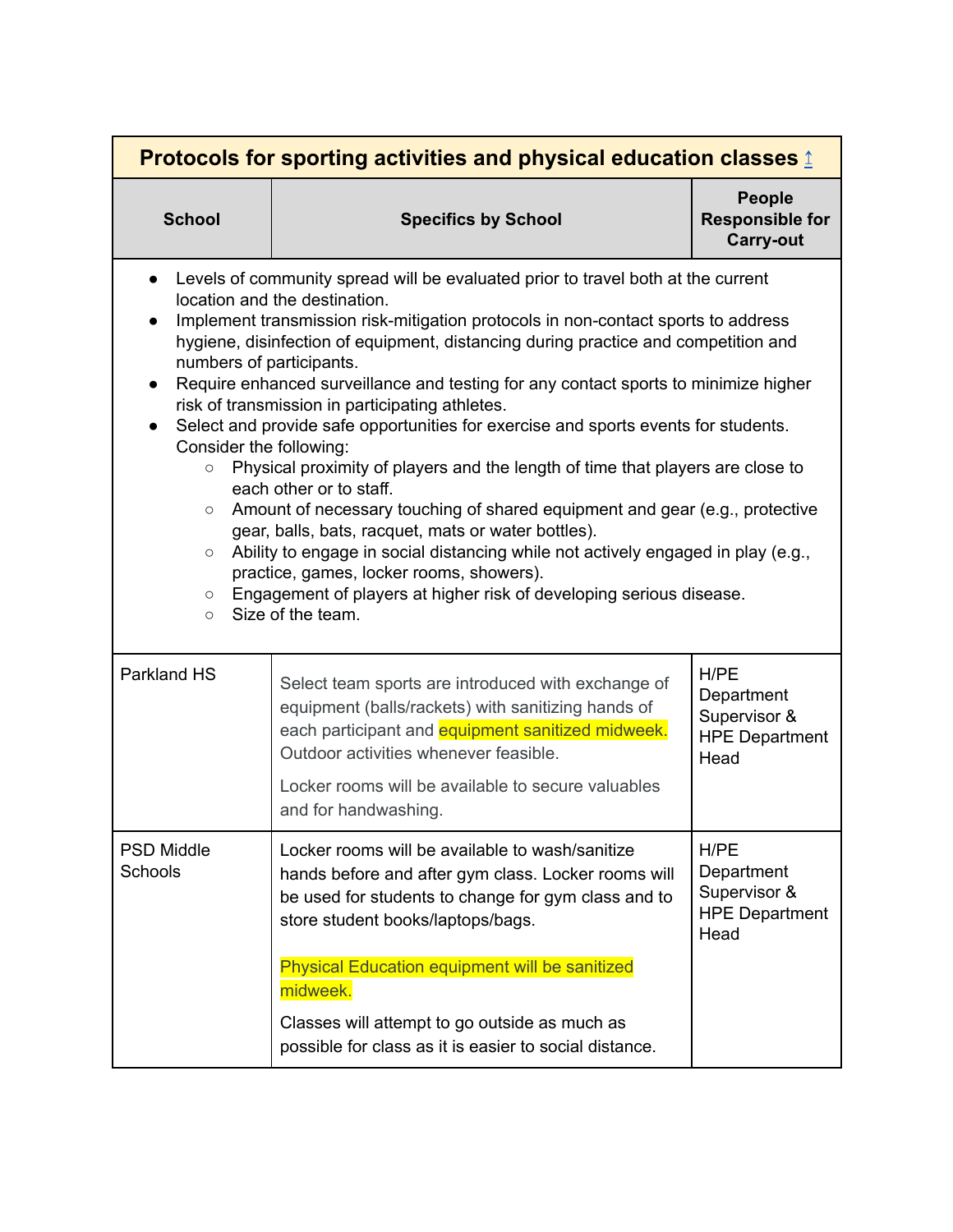| Protocols for sporting activities and physical education classes ↑ | | |
|---|---|---|
| **School** | **Specifics by School** | **People Responsible for Carry-out** |
| • Levels of community spread will be evaluated prior to travel both at the current location and the destination. <br>• Implement transmission risk-mitigation protocols in non-contact sports to address hygiene, disinfection of equipment, distancing during practice and competition and numbers of participants. <br>• Require enhanced surveillance and testing for any contact sports to minimize higher risk of transmission in participating athletes. <br>• Select and provide safe opportunities for exercise and sports events for students. Consider the following: <br>○ Physical proximity of players and the length of time that players are close to each other or to staff. <br>○ Amount of necessary touching of shared equipment and gear (e.g., protective gear, balls, bats, racquet, mats or water bottles). <br>○ Ability to engage in social distancing while not actively engaged in play (e.g., practice, games, locker rooms, showers). <br>○ Engagement of players at higher risk of developing serious disease. <br>○ Size of the team. | | |
| Parkland HS | Select team sports are introduced with exchange of equipment (balls/rackets) with sanitizing hands of each participant and equipment sanitized midweek. Outdoor activities whenever feasible. <br><br>Locker rooms will be available to secure valuables and for handwashing. | H/PE Department Supervisor & HPE Department Head |
| PSD Middle Schools | Locker rooms will be available to wash/sanitize hands before and after gym class. Locker rooms will be used for students to change for gym class and to store student books/laptops/bags. <br><br>Physical Education equipment will be sanitized midweek. <br><br>Classes will attempt to go outside as much as possible for class as it is easier to social distance. | H/PE Department Supervisor & HPE Department Head |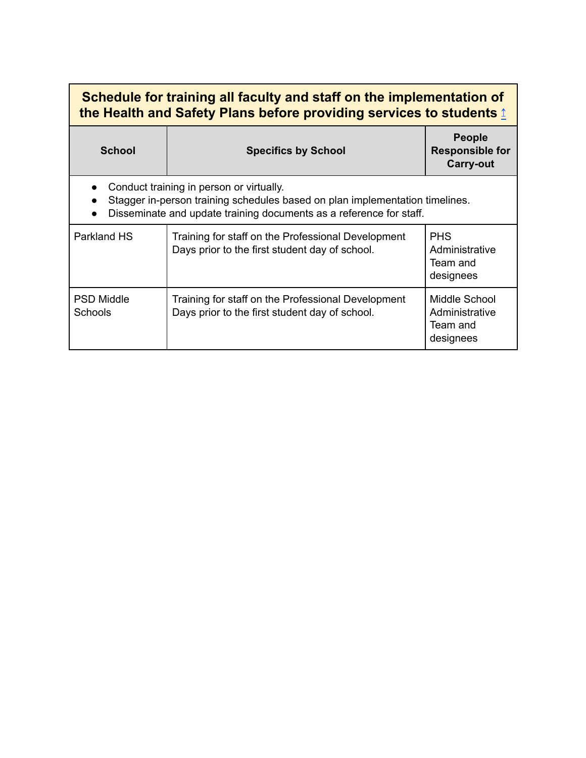| Schedule for training all faculty and staff on the implementation of the Health and Safety Plans before providing services to students ↑ | | |
|---|---|---|
| **School** | **Specifics by School** | **People Responsible for Carry-out** |
| • Conduct training in person or virtually.<br>• Stagger in-person training schedules based on plan implementation timelines.<br>• Disseminate and update training documents as a reference for staff. | | |
| Parkland HS | Training for staff on the Professional Development Days prior to the first student day of school. | PHS Administrative Team and designees |
| PSD Middle Schools | Training for staff on the Professional Development Days prior to the first student day of school. | Middle School Administrative Team and designees |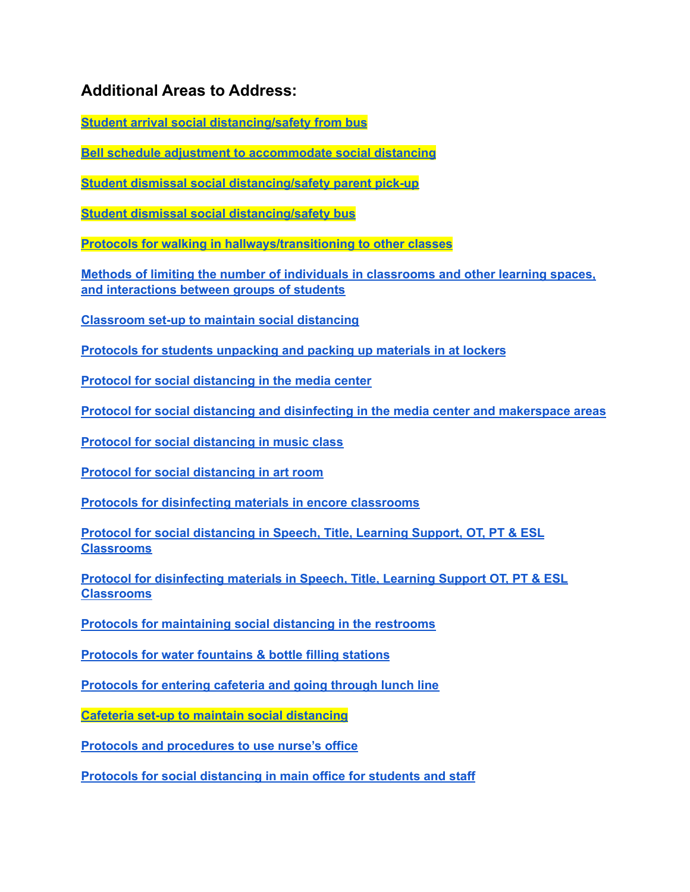## Additional Areas to Address:

**Student arrival social distancing/safety from bus**

**Bell schedule adjustment to accommodate social distancing**

**Student dismissal social distancing/safety parent pick-up**

**Student dismissal social distancing/safety bus**

**Protocols for walking in hallways/transitioning to other classes**

**Methods of limiting the number of individuals in classrooms and other learning spaces, and interactions between groups of students**

**Classroom set-up to maintain social distancing**

**Protocols for students unpacking and packing up materials in at lockers**

**Protocol for social distancing in the media center**

**Protocol for social distancing and disinfecting in the media center and makerspace areas**

**Protocol for social distancing in music class**

**Protocol for social distancing in art room**

**Protocols for disinfecting materials in encore classrooms**

**Protocol for social distancing in Speech, Title, Learning Support, OT, PT & ESL Classrooms**

**Protocol for disinfecting materials in Speech, Title, Learning Support OT, PT & ESL Classrooms**

**Protocols for maintaining social distancing in the restrooms**

**Protocols for water fountains & bottle filling stations**

**Protocols for entering cafeteria and going through lunch line**

**Cafeteria set-up to maintain social distancing**

**Protocols and procedures to use nurse's office**

**Protocols for social distancing in main office for students and staff**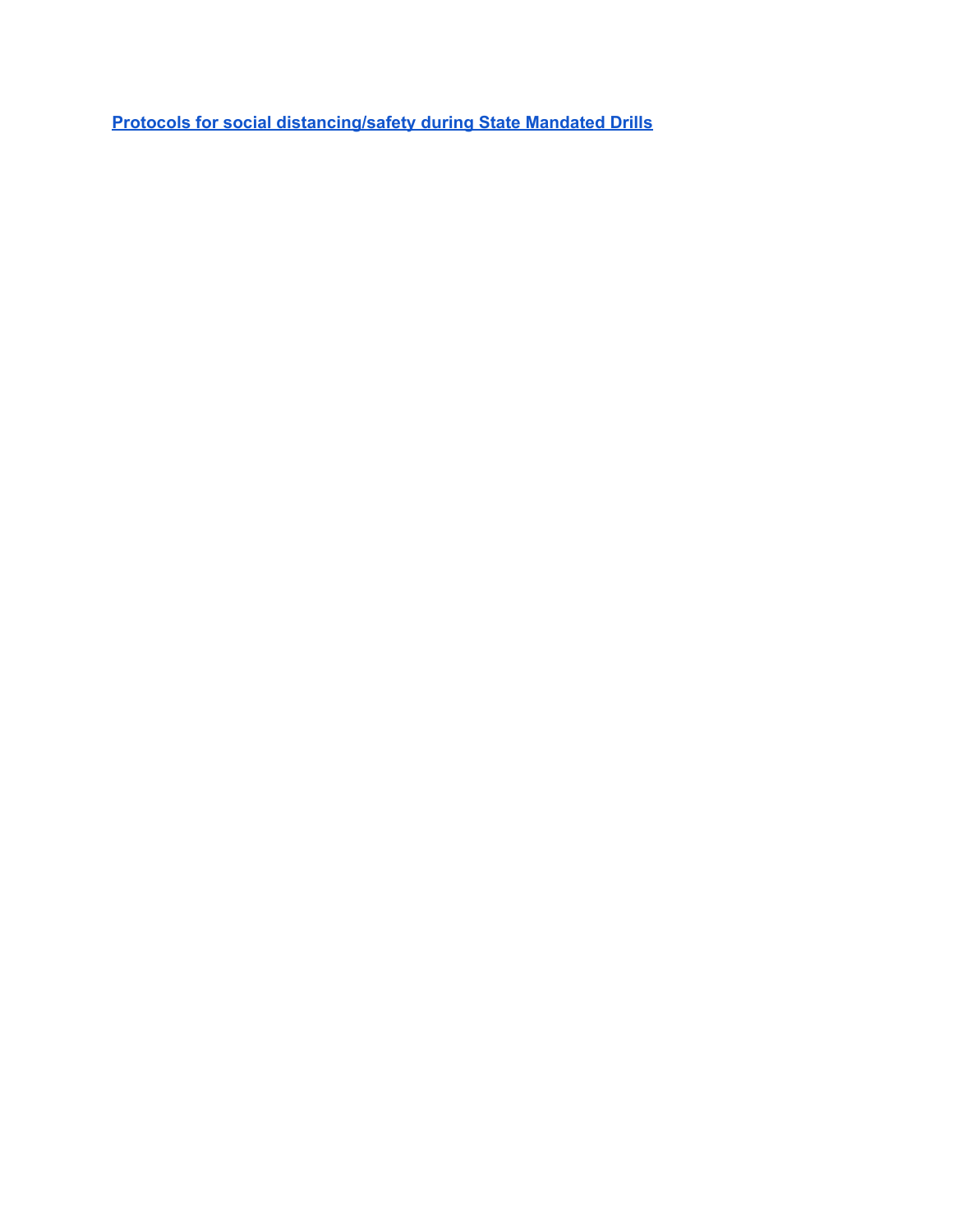**Protocols for social distancing/safety during State Mandated Drills**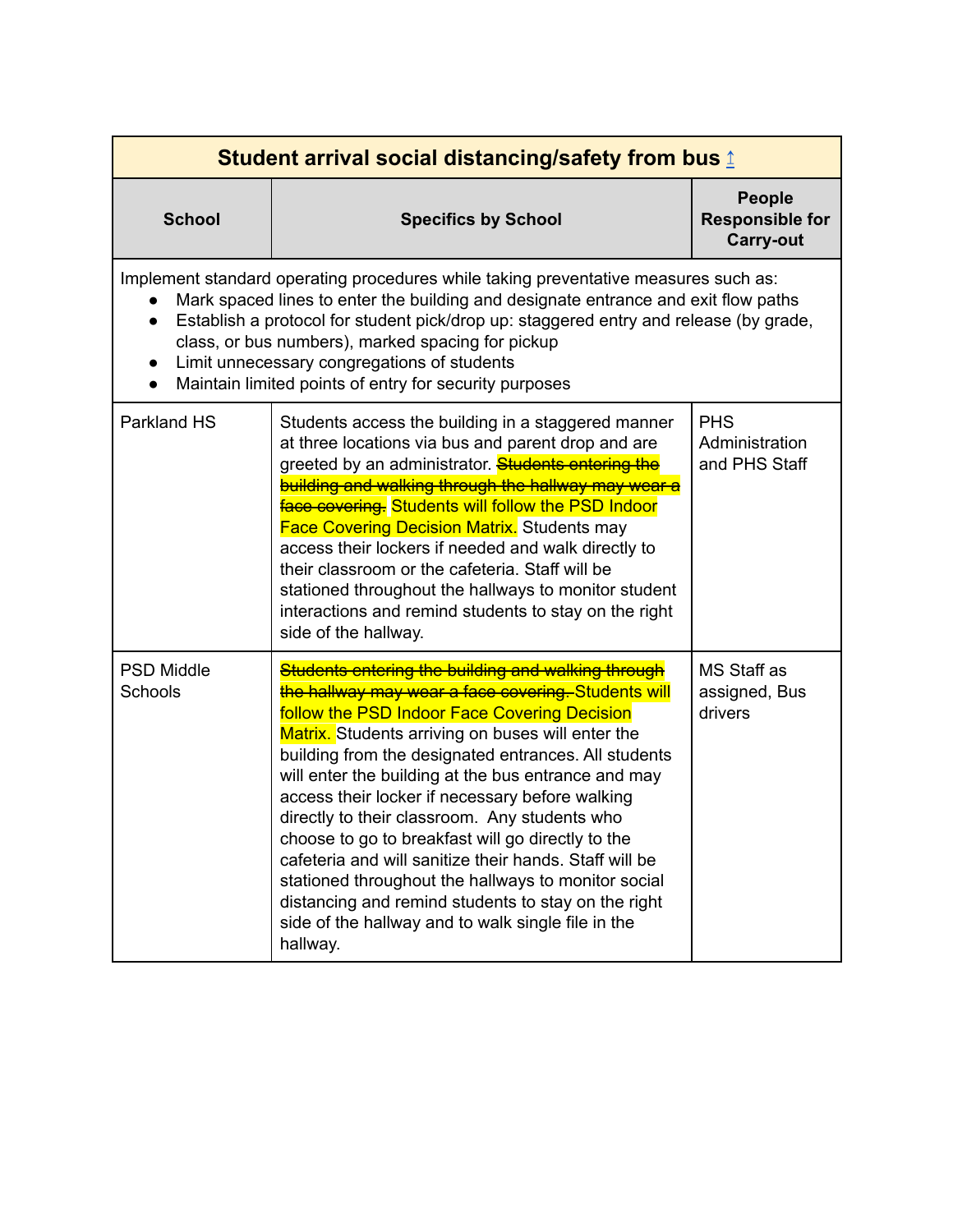| Student arrival social distancing/safety from bus ↑ | | |
|---|---|---|
| **School** | **Specifics by School** | **People Responsible for Carry-out** |
| Implement standard operating procedures while taking preventative measures such as: • Mark spaced lines to enter the building and designate entrance and exit flow paths • Establish a protocol for student pick/drop up: staggered entry and release (by grade, class, or bus numbers), marked spacing for pickup • Limit unnecessary congregations of students • Maintain limited points of entry for security purposes | | |
| Parkland HS | Students access the building in a staggered manner at three locations via bus and parent drop and are greeted by an administrator. ~~Students entering the building and walking through the hallway may wear a face covering.~~ Students will follow the PSD Indoor Face Covering Decision Matrix. Students may access their lockers if needed and walk directly to their classroom or the cafeteria. Staff will be stationed throughout the hallways to monitor student interactions and remind students to stay on the right side of the hallway. | PHS Administration and PHS Staff |
| PSD Middle Schools | ~~Students entering the building and walking through the hallway may wear a face covering.~~ Students will follow the PSD Indoor Face Covering Decision Matrix. Students arriving on buses will enter the building from the designated entrances. All students will enter the building at the bus entrance and may access their locker if necessary before walking directly to their classroom. Any students who choose to go to breakfast will go directly to the cafeteria and will sanitize their hands. Staff will be stationed throughout the hallways to monitor social distancing and remind students to stay on the right side of the hallway and to walk single file in the hallway. | MS Staff as assigned, Bus drivers |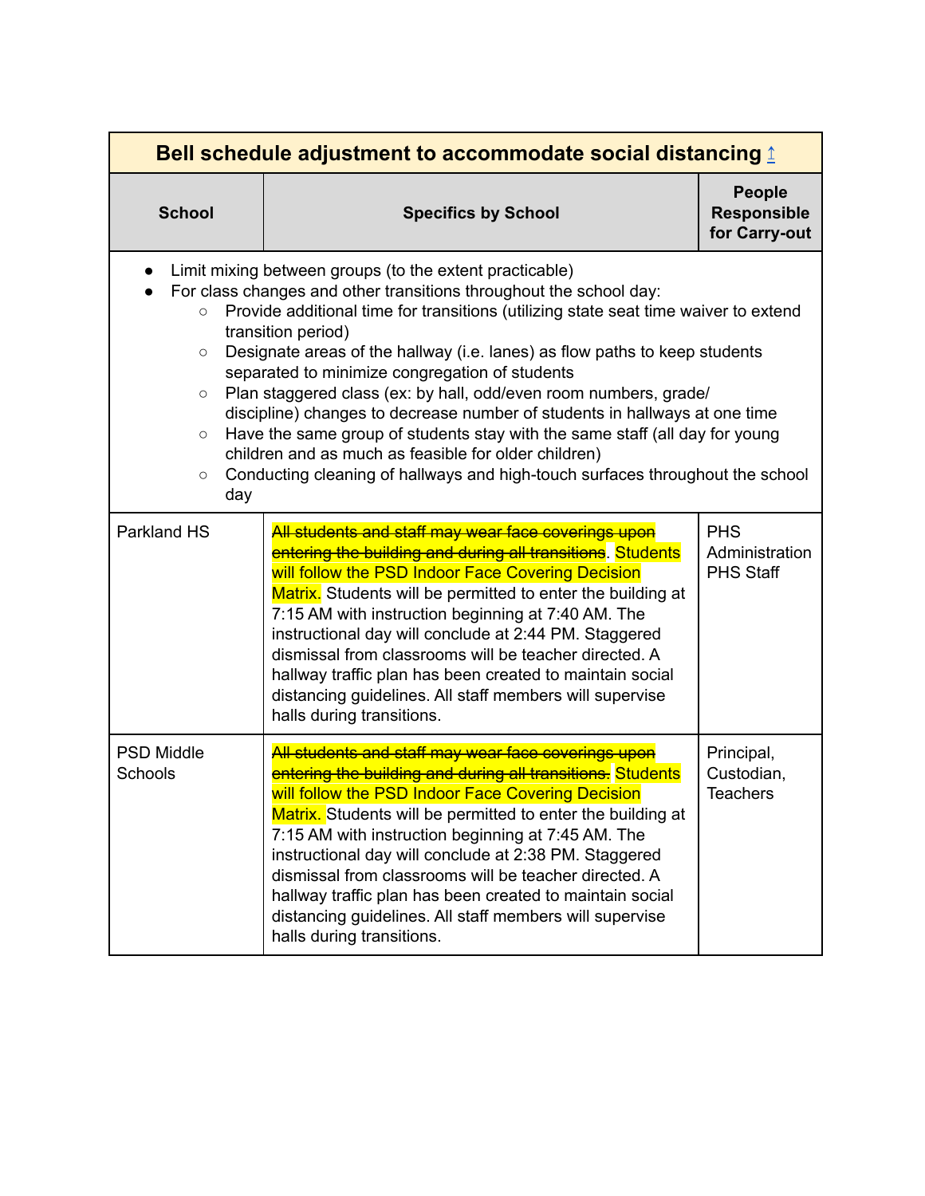| Bell schedule adjustment to accommodate social distancing ↑ | | |
|---|---|---|
| **School** | **Specifics by School** | **People Responsible for Carry-out** |
| • Limit mixing between groups (to the extent practicable)<br>• For class changes and other transitions throughout the school day:<br>&nbsp;&nbsp;○ Provide additional time for transitions (utilizing state seat time waiver to extend transition period)<br>&nbsp;&nbsp;○ Designate areas of the hallway (i.e. lanes) as flow paths to keep students separated to minimize congregation of students<br>&nbsp;&nbsp;○ Plan staggered class (ex: by hall, odd/even room numbers, grade/ discipline) changes to decrease number of students in hallways at one time<br>&nbsp;&nbsp;○ Have the same group of students stay with the same staff (all day for young children and as much as feasible for older children)<br>&nbsp;&nbsp;○ Conducting cleaning of hallways and high-touch surfaces throughout the school day | | |
| Parkland HS | ~~All students and staff may wear face coverings upon entering the building and during all transitions~~. Students will follow the PSD Indoor Face Covering Decision Matrix. Students will be permitted to enter the building at 7:15 AM with instruction beginning at 7:40 AM. The instructional day will conclude at 2:44 PM. Staggered dismissal from classrooms will be teacher directed. A hallway traffic plan has been created to maintain social distancing guidelines. All staff members will supervise halls during transitions. | PHS Administration<br>PHS Staff |
| PSD Middle Schools | ~~All students and staff may wear face coverings upon entering the building and during all transitions.~~ Students will follow the PSD Indoor Face Covering Decision Matrix. Students will be permitted to enter the building at 7:15 AM with instruction beginning at 7:45 AM. The instructional day will conclude at 2:38 PM. Staggered dismissal from classrooms will be teacher directed. A hallway traffic plan has been created to maintain social distancing guidelines. All staff members will supervise halls during transitions. | Principal, Custodian, Teachers |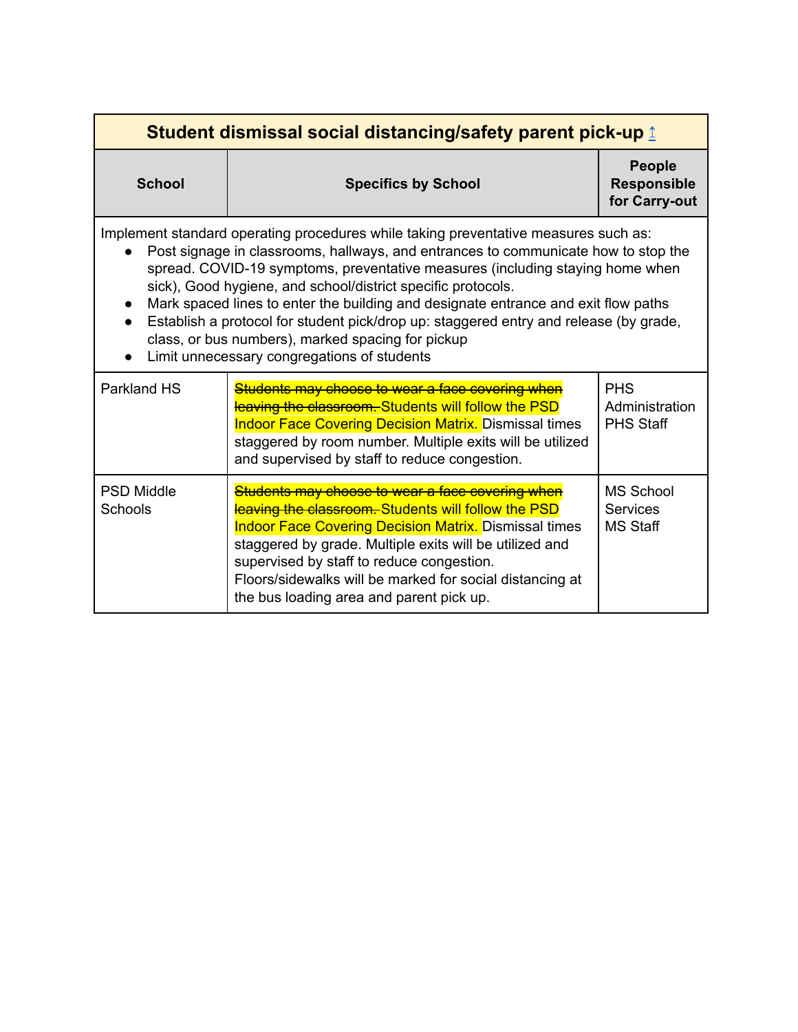| Student dismissal social distancing/safety parent pick-up ↑ | | |
|---|---|---|
| **School** | **Specifics by School** | **People Responsible for Carry-out** |
| Implement standard operating procedures while taking preventative measures such as: • Post signage in classrooms, hallways, and entrances to communicate how to stop the spread. COVID-19 symptoms, preventative measures (including staying home when sick), Good hygiene, and school/district specific protocols. • Mark spaced lines to enter the building and designate entrance and exit flow paths • Establish a protocol for student pick/drop up: staggered entry and release (by grade, class, or bus numbers), marked spacing for pickup • Limit unnecessary congregations of students | | |
| Parkland HS | ~~Students may choose to wear a face covering when leaving the classroom.~~ Students will follow the PSD Indoor Face Covering Decision Matrix. Dismissal times staggered by room number. Multiple exits will be utilized and supervised by staff to reduce congestion. | PHS Administration PHS Staff |
| PSD Middle Schools | ~~Students may choose to wear a face covering when leaving the classroom.~~ Students will follow the PSD Indoor Face Covering Decision Matrix. Dismissal times staggered by grade. Multiple exits will be utilized and supervised by staff to reduce congestion. Floors/sidewalks will be marked for social distancing at the bus loading area and parent pick up. | MS School Services MS Staff |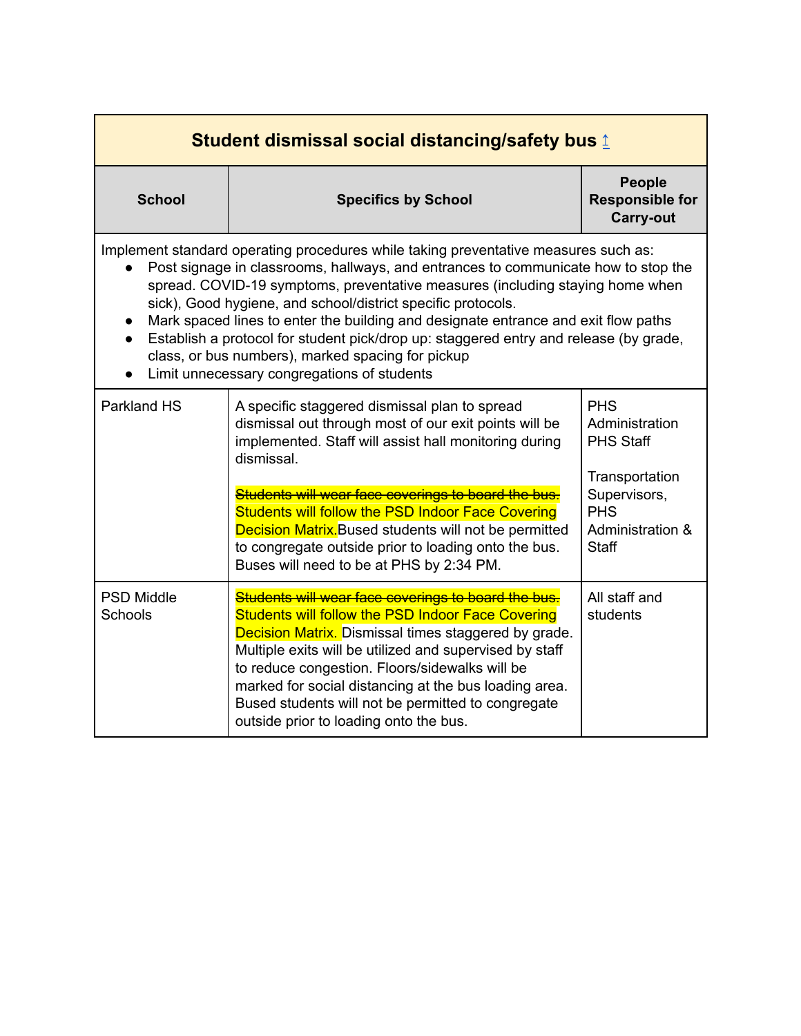| Student dismissal social distancing/safety bus ↑ | | |
|---|---|---|
| **School** | **Specifics by School** | **People Responsible for Carry-out** |
| Implement standard operating procedures while taking preventative measures such as:<br>• Post signage in classrooms, hallways, and entrances to communicate how to stop the spread. COVID-19 symptoms, preventative measures (including staying home when sick), Good hygiene, and school/district specific protocols.<br>• Mark spaced lines to enter the building and designate entrance and exit flow paths<br>• Establish a protocol for student pick/drop up: staggered entry and release (by grade, class, or bus numbers), marked spacing for pickup<br>• Limit unnecessary congregations of students | | |
| Parkland HS | A specific staggered dismissal plan to spread dismissal out through most of our exit points will be implemented. Staff will assist hall monitoring during dismissal.<br><br>~~Students will wear face coverings to board the bus.~~ Students will follow the PSD Indoor Face Covering Decision Matrix.Bused students will not be permitted to congregate outside prior to loading onto the bus. Buses will need to be at PHS by 2:34 PM. | PHS Administration<br>PHS Staff<br><br>Transportation Supervisors, PHS Administration & Staff |
| PSD Middle Schools | ~~Students will wear face coverings to board the bus.~~ Students will follow the PSD Indoor Face Covering Decision Matrix. Dismissal times staggered by grade. Multiple exits will be utilized and supervised by staff to reduce congestion. Floors/sidewalks will be marked for social distancing at the bus loading area. Bused students will not be permitted to congregate outside prior to loading onto the bus. | All staff and students |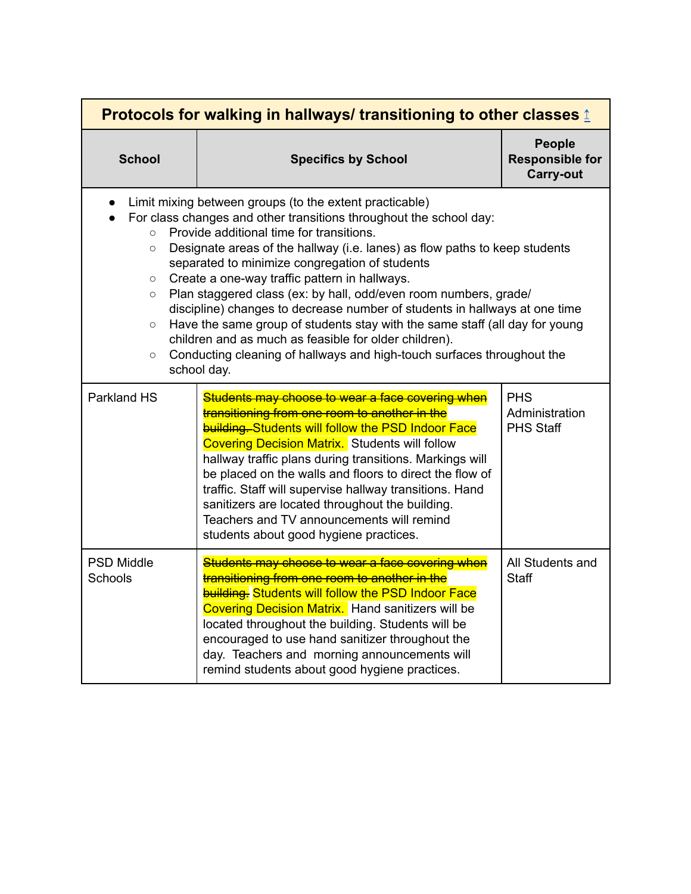| Protocols for walking in hallways/ transitioning to other classes ↑ | | |
|---|---|---|
| **School** | **Specifics by School** | **People Responsible for Carry-out** |
| • Limit mixing between groups (to the extent practicable)<br>• For class changes and other transitions throughout the school day:<br>  ○ Provide additional time for transitions.<br>  ○ Designate areas of the hallway (i.e. lanes) as flow paths to keep students separated to minimize congregation of students<br>  ○ Create a one-way traffic pattern in hallways.<br>  ○ Plan staggered class (ex: by hall, odd/even room numbers, grade/ discipline) changes to decrease number of students in hallways at one time<br>  ○ Have the same group of students stay with the same staff (all day for young children and as much as feasible for older children).<br>  ○ Conducting cleaning of hallways and high-touch surfaces throughout the school day. | | |
| Parkland HS | ~~Students may choose to wear a face covering when transitioning from one room to another in the building.~~ Students will follow the PSD Indoor Face Covering Decision Matrix. Students will follow hallway traffic plans during transitions. Markings will be placed on the walls and floors to direct the flow of traffic. Staff will supervise hallway transitions. Hand sanitizers are located throughout the building. Teachers and TV announcements will remind students about good hygiene practices. | PHS Administration<br>PHS Staff |
| PSD Middle Schools | ~~Students may choose to wear a face covering when transitioning from one room to another in the building.~~ Students will follow the PSD Indoor Face Covering Decision Matrix. Hand sanitizers will be located throughout the building. Students will be encouraged to use hand sanitizer throughout the day. Teachers and morning announcements will remind students about good hygiene practices. | All Students and Staff |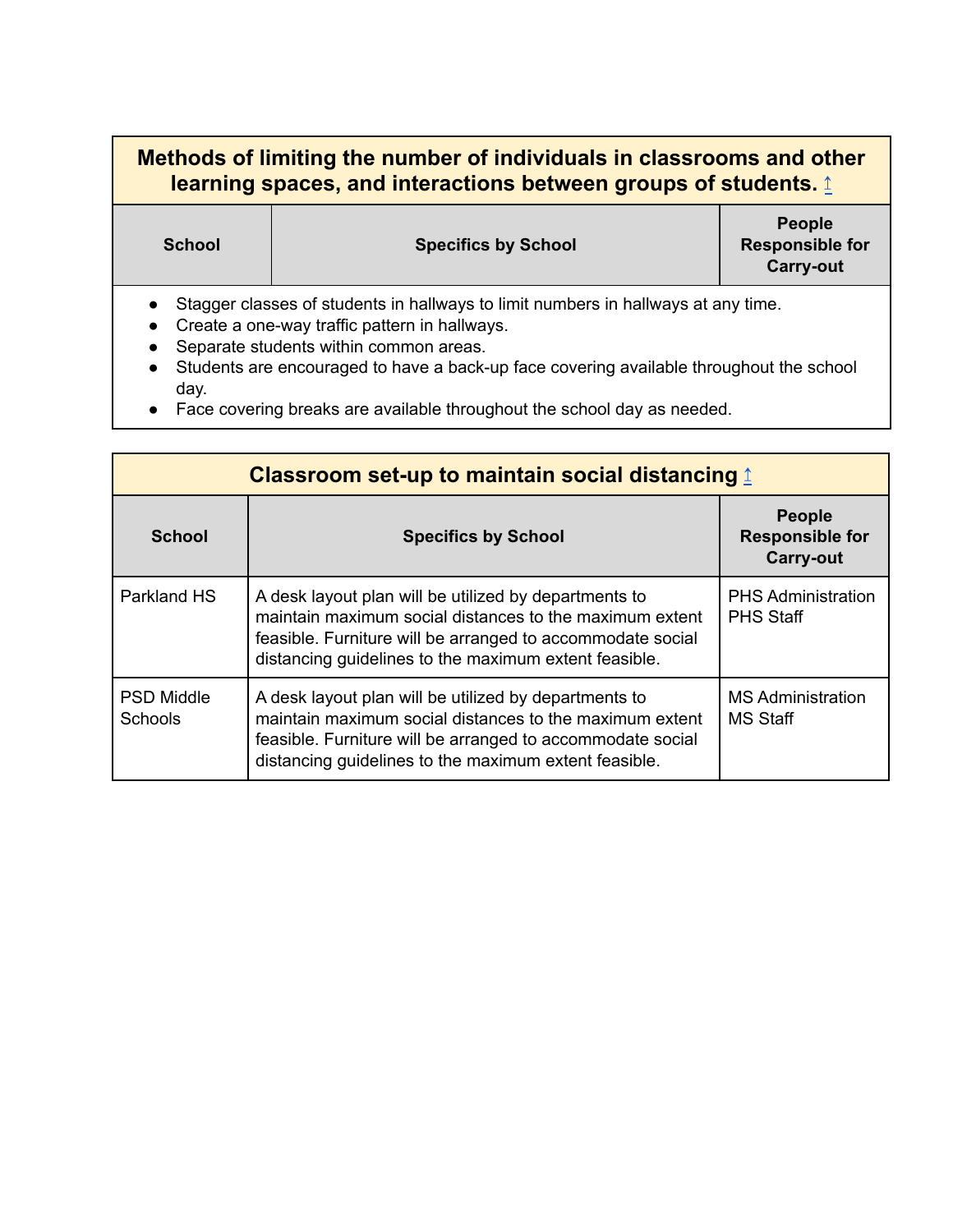| Methods of limiting the number of individuals in classrooms and other learning spaces, and interactions between groups of students. ↑ | | |
|---|---|---|
| **School** | **Specifics by School** | **People Responsible for Carry-out** |
| ● Stagger classes of students in hallways to limit numbers in hallways at any time.<br>● Create a one-way traffic pattern in hallways.<br>● Separate students within common areas.<br>● Students are encouraged to have a back-up face covering available throughout the school day.<br>● Face covering breaks are available throughout the school day as needed. | | |

| Classroom set-up to maintain social distancing ↑ | | |
|---|---|---|
| **School** | **Specifics by School** | **People Responsible for Carry-out** |
| Parkland HS | A desk layout plan will be utilized by departments to maintain maximum social distances to the maximum extent feasible. Furniture will be arranged to accommodate social distancing guidelines to the maximum extent feasible. | PHS Administration<br>PHS Staff |
| PSD Middle Schools | A desk layout plan will be utilized by departments to maintain maximum social distances to the maximum extent feasible. Furniture will be arranged to accommodate social distancing guidelines to the maximum extent feasible. | MS Administration<br>MS Staff |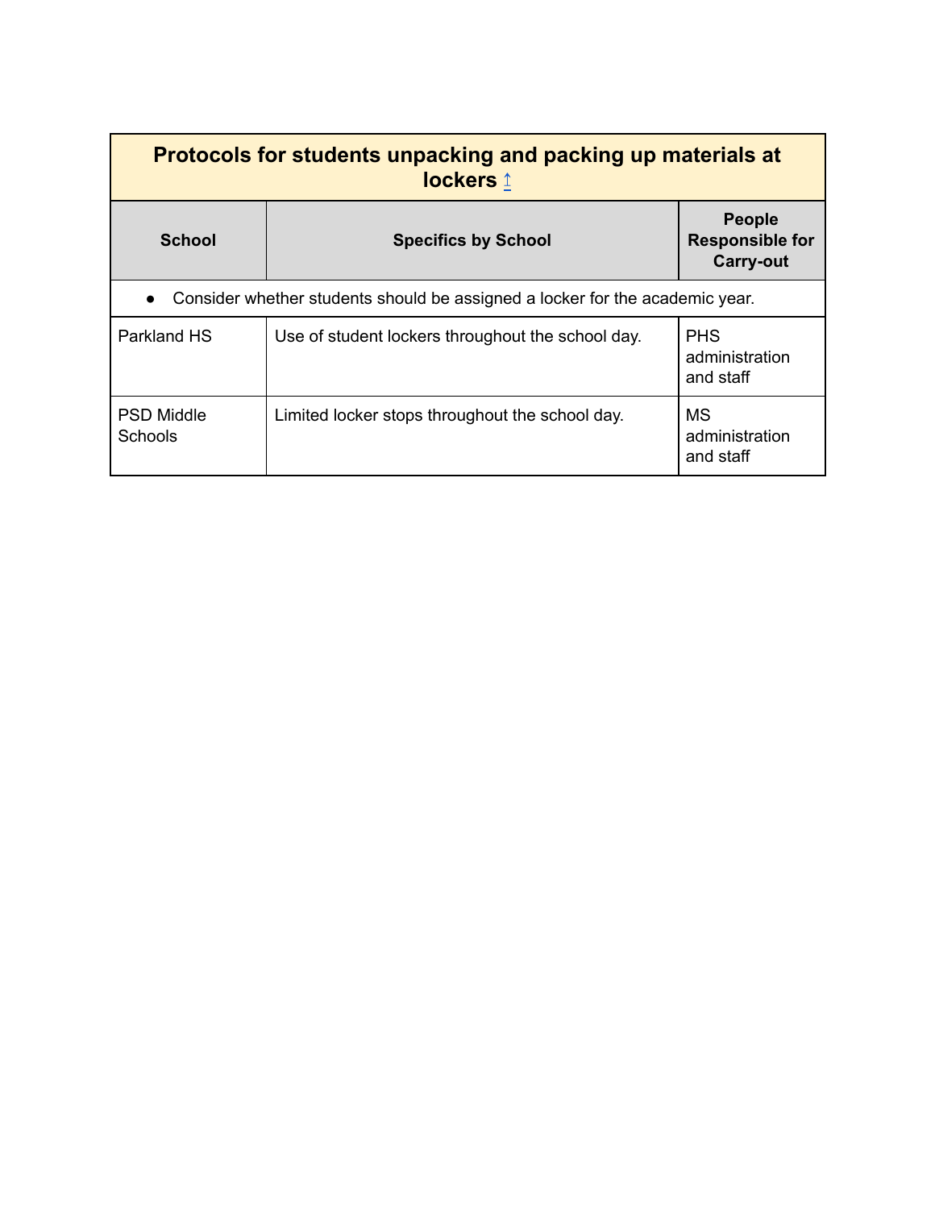| Protocols for students unpacking and packing up materials at lockers ↥ | | |
|---|---|---|
| **School** | **Specifics by School** | **People Responsible for Carry-out** |
| ● Consider whether students should be assigned a locker for the academic year. | | |
| Parkland HS | Use of student lockers throughout the school day. | PHS administration and staff |
| PSD Middle Schools | Limited locker stops throughout the school day. | MS administration and staff |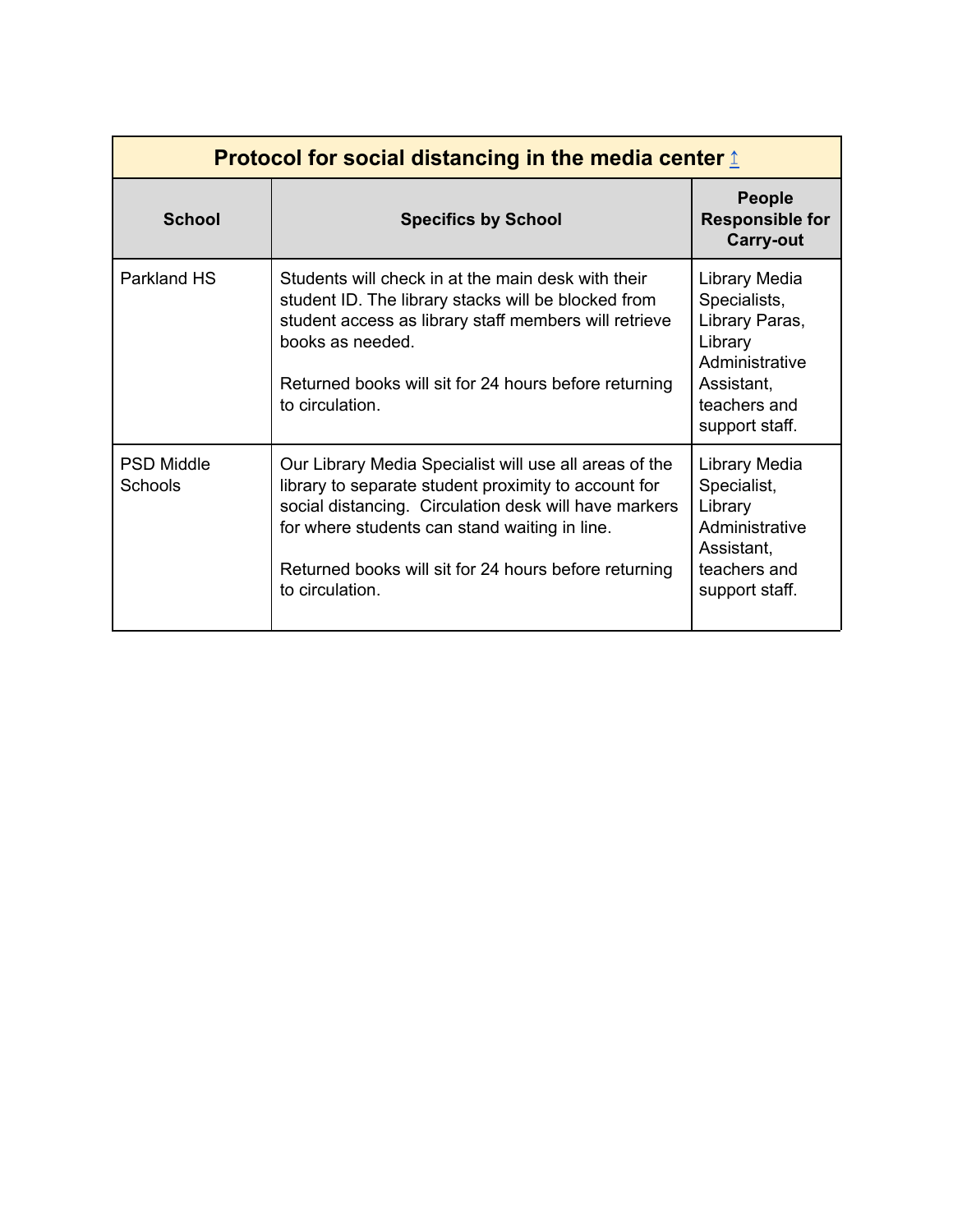| Protocol for social distancing in the media center ↥ | | |
|---|---|---|
| **School** | **Specifics by School** | **People Responsible for Carry-out** |
| Parkland HS | Students will check in at the main desk with their student ID. The library stacks will be blocked from student access as library staff members will retrieve books as needed.<br><br>Returned books will sit for 24 hours before returning to circulation. | Library Media Specialists, Library Paras, Library Administrative Assistant, teachers and support staff. |
| PSD Middle Schools | Our Library Media Specialist will use all areas of the library to separate student proximity to account for social distancing. Circulation desk will have markers for where students can stand waiting in line.<br><br>Returned books will sit for 24 hours before returning to circulation. | Library Media Specialist, Library Administrative Assistant, teachers and support staff. |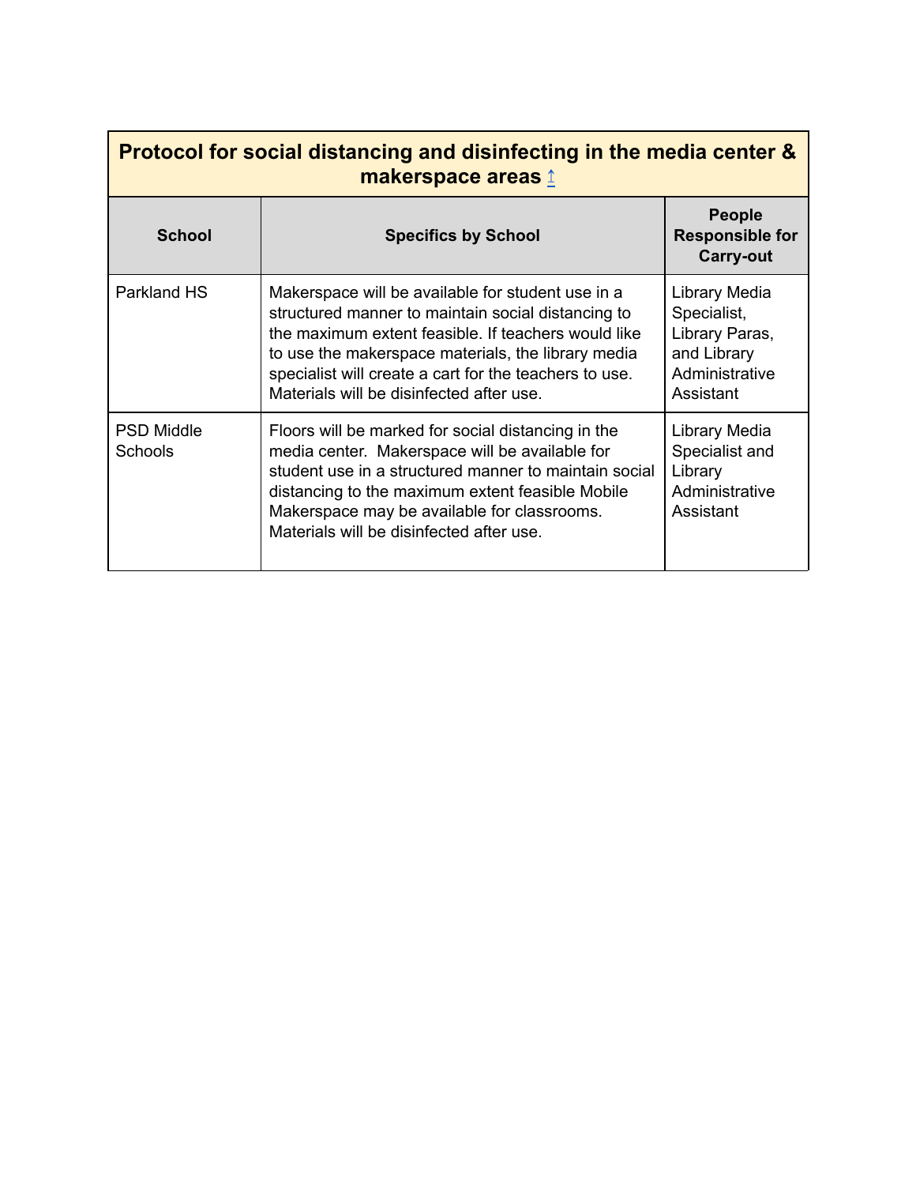| Protocol for social distancing and disinfecting in the media center & makerspace areas ↑ | | |
|---|---|---|
| **School** | **Specifics by School** | **People Responsible for Carry-out** |
| Parkland HS | Makerspace will be available for student use in a structured manner to maintain social distancing to the maximum extent feasible. If teachers would like to use the makerspace materials, the library media specialist will create a cart for the teachers to use. Materials will be disinfected after use. | Library Media Specialist, Library Paras, and Library Administrative Assistant |
| PSD Middle Schools | Floors will be marked for social distancing in the media center. Makerspace will be available for student use in a structured manner to maintain social distancing to the maximum extent feasible Mobile Makerspace may be available for classrooms. Materials will be disinfected after use. | Library Media Specialist and Library Administrative Assistant |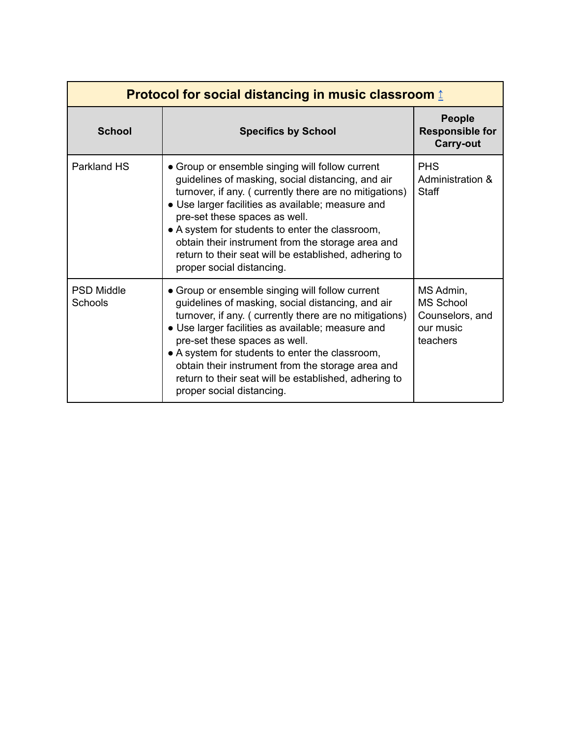| Protocol for social distancing in music classroom ↥ | | |
|---|---|---|
| **School** | **Specifics by School** | **People Responsible for Carry-out** |
| Parkland HS | ● Group or ensemble singing will follow current guidelines of masking, social distancing, and air turnover, if any. ( currently there are no mitigations)<br>● Use larger facilities as available; measure and pre-set these spaces as well.<br>● A system for students to enter the classroom, obtain their instrument from the storage area and return to their seat will be established, adhering to proper social distancing. | PHS Administration & Staff |
| PSD Middle Schools | ● Group or ensemble singing will follow current guidelines of masking, social distancing, and air turnover, if any. ( currently there are no mitigations)<br>● Use larger facilities as available; measure and pre-set these spaces as well.<br>● A system for students to enter the classroom, obtain their instrument from the storage area and return to their seat will be established, adhering to proper social distancing. | MS Admin, MS School Counselors, and our music teachers |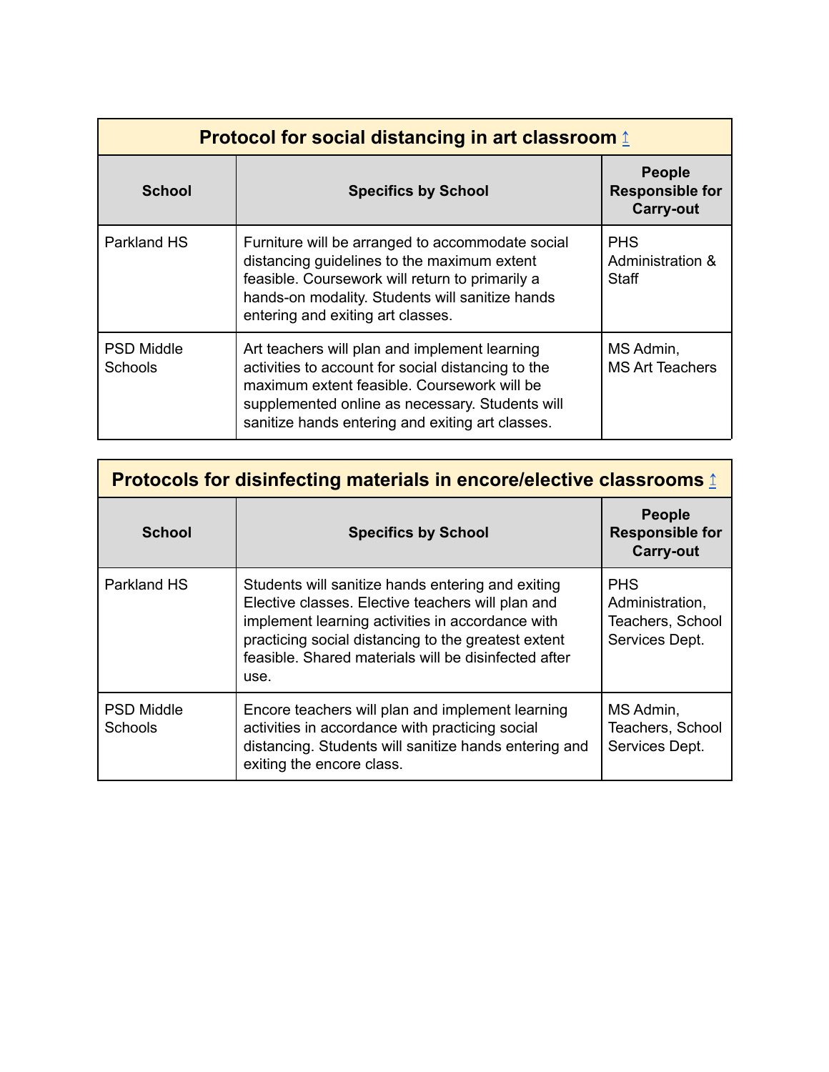| Protocol for social distancing in art classroom ↑ | | |
|---|---|---|
| **School** | **Specifics by School** | **People Responsible for Carry-out** |
| Parkland HS | Furniture will be arranged to accommodate social distancing guidelines to the maximum extent feasible. Coursework will return to primarily a hands-on modality. Students will sanitize hands entering and exiting art classes. | PHS Administration & Staff |
| PSD Middle Schools | Art teachers will plan and implement learning activities to account for social distancing to the maximum extent feasible. Coursework will be supplemented online as necessary. Students will sanitize hands entering and exiting art classes. | MS Admin, MS Art Teachers |

| Protocols for disinfecting materials in encore/elective classrooms ↑ | | |
|---|---|---|
| **School** | **Specifics by School** | **People Responsible for Carry-out** |
| Parkland HS | Students will sanitize hands entering and exiting Elective classes. Elective teachers will plan and implement learning activities in accordance with practicing social distancing to the greatest extent feasible. Shared materials will be disinfected after use. | PHS Administration, Teachers, School Services Dept. |
| PSD Middle Schools | Encore teachers will plan and implement learning activities in accordance with practicing social distancing. Students will sanitize hands entering and exiting the encore class. | MS Admin, Teachers, School Services Dept. |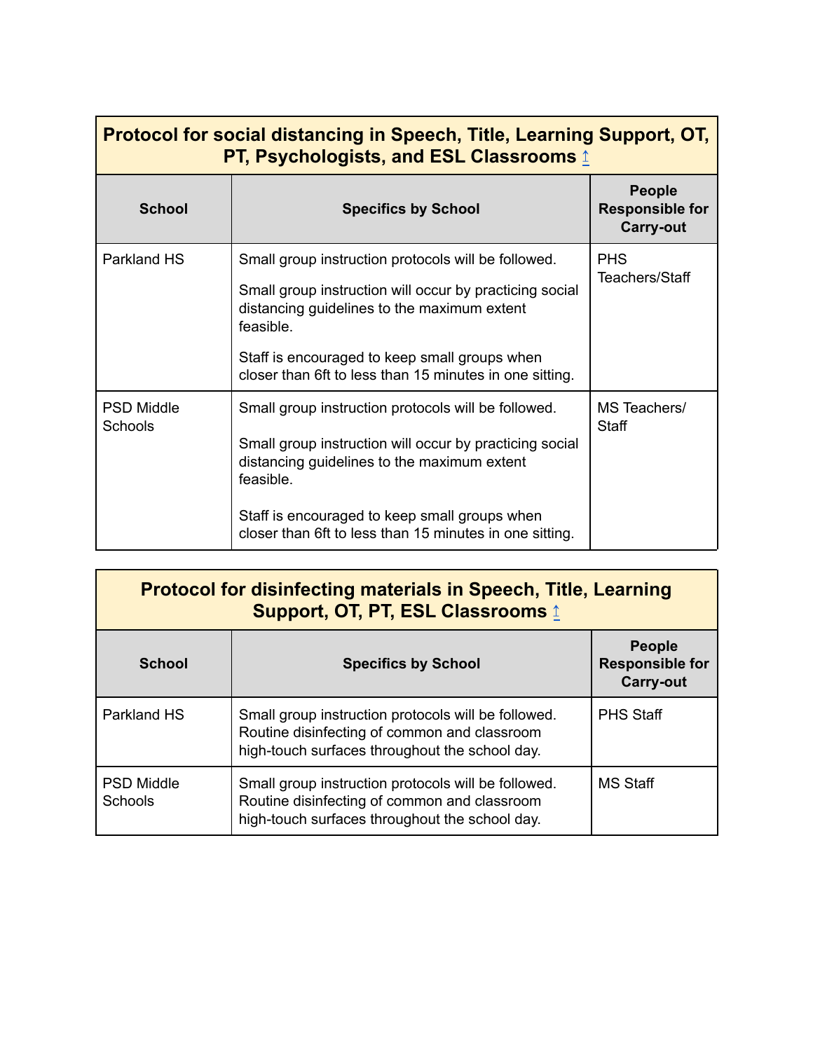| Protocol for social distancing in Speech, Title, Learning Support, OT, PT, Psychologists, and ESL Classrooms ↑ | | |
|---|---|---|
| **School** | **Specifics by School** | **People Responsible for Carry-out** |
| Parkland HS | Small group instruction protocols will be followed.<br><br>Small group instruction will occur by practicing social distancing guidelines to the maximum extent feasible.<br><br>Staff is encouraged to keep small groups when closer than 6ft to less than 15 minutes in one sitting. | PHS Teachers/Staff |
| PSD Middle Schools | Small group instruction protocols will be followed.<br><br>Small group instruction will occur by practicing social distancing guidelines to the maximum extent feasible.<br><br>Staff is encouraged to keep small groups when closer than 6ft to less than 15 minutes in one sitting. | MS Teachers/ Staff |

| Protocol for disinfecting materials in Speech, Title, Learning Support, OT, PT, ESL Classrooms ↑ | | |
|---|---|---|
| **School** | **Specifics by School** | **People Responsible for Carry-out** |
| Parkland HS | Small group instruction protocols will be followed. Routine disinfecting of common and classroom high-touch surfaces throughout the school day. | PHS Staff |
| PSD Middle Schools | Small group instruction protocols will be followed. Routine disinfecting of common and classroom high-touch surfaces throughout the school day. | MS Staff |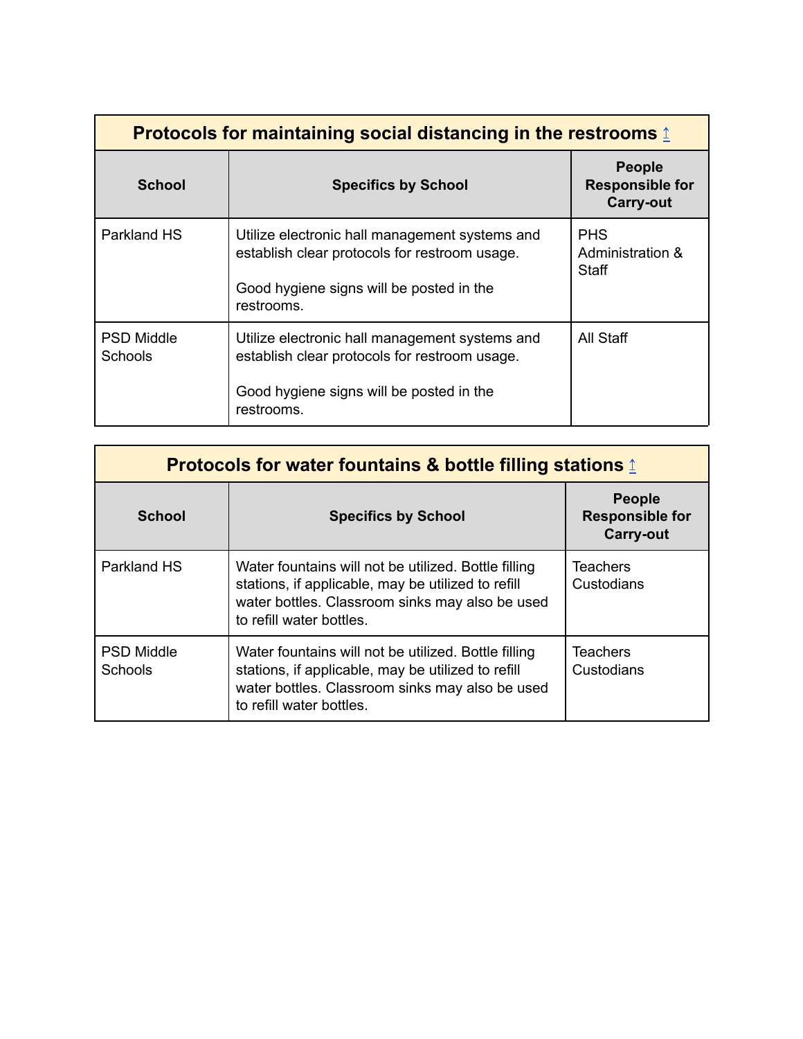| Protocols for maintaining social distancing in the restrooms ↑ | | |
|---|---|---|
| **School** | **Specifics by School** | **People Responsible for Carry-out** |
| Parkland HS | Utilize electronic hall management systems and establish clear protocols for restroom usage.<br><br>Good hygiene signs will be posted in the restrooms. | PHS Administration & Staff |
| PSD Middle Schools | Utilize electronic hall management systems and establish clear protocols for restroom usage.<br><br>Good hygiene signs will be posted in the restrooms. | All Staff |

| Protocols for water fountains & bottle filling stations ↑ | | |
|---|---|---|
| **School** | **Specifics by School** | **People Responsible for Carry-out** |
| Parkland HS | Water fountains will not be utilized. Bottle filling stations, if applicable, may be utilized to refill water bottles. Classroom sinks may also be used to refill water bottles. | Teachers<br>Custodians |
| PSD Middle Schools | Water fountains will not be utilized. Bottle filling stations, if applicable, may be utilized to refill water bottles. Classroom sinks may also be used to refill water bottles. | Teachers<br>Custodians |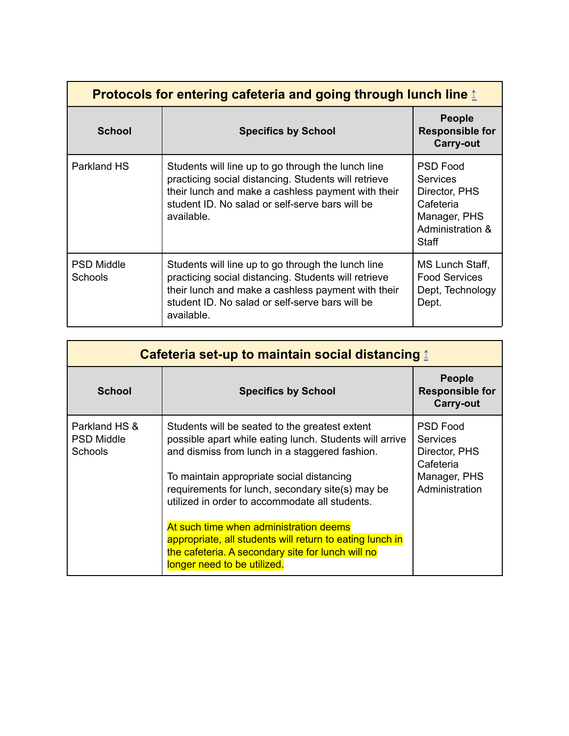| Protocols for entering cafeteria and going through lunch line ↥ | | |
|---|---|---|
| **School** | **Specifics by School** | **People Responsible for Carry-out** |
| Parkland HS | Students will line up to go through the lunch line practicing social distancing. Students will retrieve their lunch and make a cashless payment with their student ID. No salad or self-serve bars will be available. | PSD Food Services Director, PHS Cafeteria Manager, PHS Administration & Staff |
| PSD Middle Schools | Students will line up to go through the lunch line practicing social distancing. Students will retrieve their lunch and make a cashless payment with their student ID. No salad or self-serve bars will be available. | MS Lunch Staff, Food Services Dept, Technology Dept. |

| Cafeteria set-up to maintain social distancing ↥ | | |
|---|---|---|
| **School** | **Specifics by School** | **People Responsible for Carry-out** |
| Parkland HS & PSD Middle Schools | Students will be seated to the greatest extent possible apart while eating lunch. Students will arrive and dismiss from lunch in a staggered fashion.<br><br>To maintain appropriate social distancing requirements for lunch, secondary site(s) may be utilized in order to accommodate all students.<br><br>At such time when administration deems appropriate, all students will return to eating lunch in the cafeteria. A secondary site for lunch will no longer need to be utilized. | PSD Food Services Director, PHS Cafeteria Manager, PHS Administration |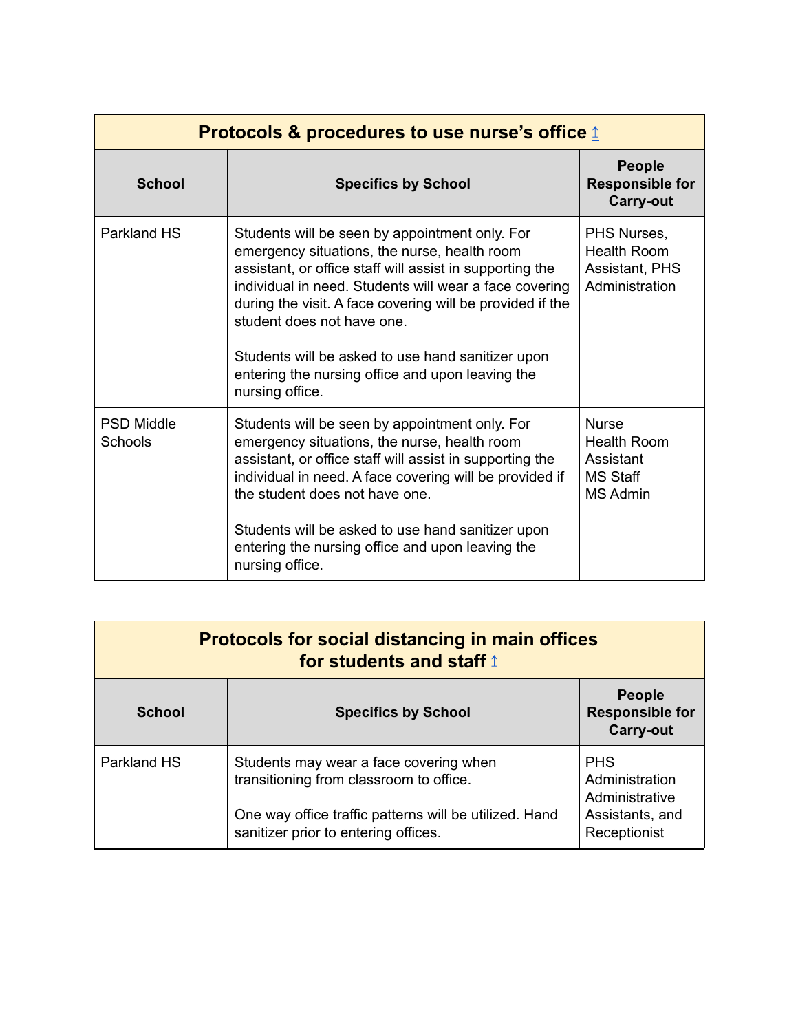| Protocols & procedures to use nurse's office ↑ | | |
|---|---|---|
| **School** | **Specifics by School** | **People Responsible for Carry-out** |
| Parkland HS | Students will be seen by appointment only. For emergency situations, the nurse, health room assistant, or office staff will assist in supporting the individual in need. Students will wear a face covering during the visit. A face covering will be provided if the student does not have one.<br><br>Students will be asked to use hand sanitizer upon entering the nursing office and upon leaving the nursing office. | PHS Nurses, Health Room Assistant, PHS Administration |
| PSD Middle Schools | Students will be seen by appointment only. For emergency situations, the nurse, health room assistant, or office staff will assist in supporting the individual in need. A face covering will be provided if the student does not have one.<br><br>Students will be asked to use hand sanitizer upon entering the nursing office and upon leaving the nursing office. | Nurse<br>Health Room Assistant<br>MS Staff<br>MS Admin |

| Protocols for social distancing in main offices for students and staff ↑ | | |
|---|---|---|
| **School** | **Specifics by School** | **People Responsible for Carry-out** |
| Parkland HS | Students may wear a face covering when transitioning from classroom to office.<br><br>One way office traffic patterns will be utilized. Hand sanitizer prior to entering offices. | PHS Administration Administrative Assistants, and Receptionist |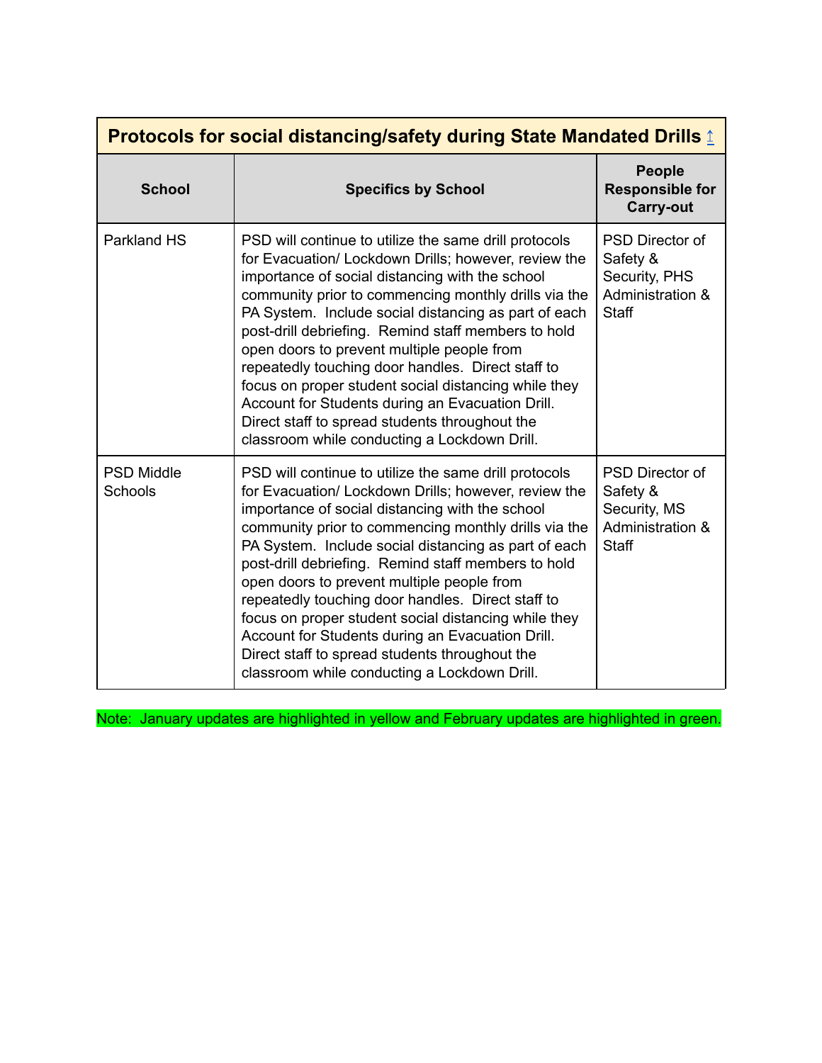| Protocols for social distancing/safety during State Mandated Drills ↑ | | |
|---|---|---|
| **School** | **Specifics by School** | **People Responsible for Carry-out** |
| Parkland HS | PSD will continue to utilize the same drill protocols for Evacuation/ Lockdown Drills; however, review the importance of social distancing with the school community prior to commencing monthly drills via the PA System. Include social distancing as part of each post-drill debriefing. Remind staff members to hold open doors to prevent multiple people from repeatedly touching door handles. Direct staff to focus on proper student social distancing while they Account for Students during an Evacuation Drill. Direct staff to spread students throughout the classroom while conducting a Lockdown Drill. | PSD Director of Safety & Security, PHS Administration & Staff |
| PSD Middle Schools | PSD will continue to utilize the same drill protocols for Evacuation/ Lockdown Drills; however, review the importance of social distancing with the school community prior to commencing monthly drills via the PA System. Include social distancing as part of each post-drill debriefing. Remind staff members to hold open doors to prevent multiple people from repeatedly touching door handles. Direct staff to focus on proper student social distancing while they Account for Students during an Evacuation Drill. Direct staff to spread students throughout the classroom while conducting a Lockdown Drill. | PSD Director of Safety & Security, MS Administration & Staff |

Note: January updates are highlighted in yellow and February updates are highlighted in green.